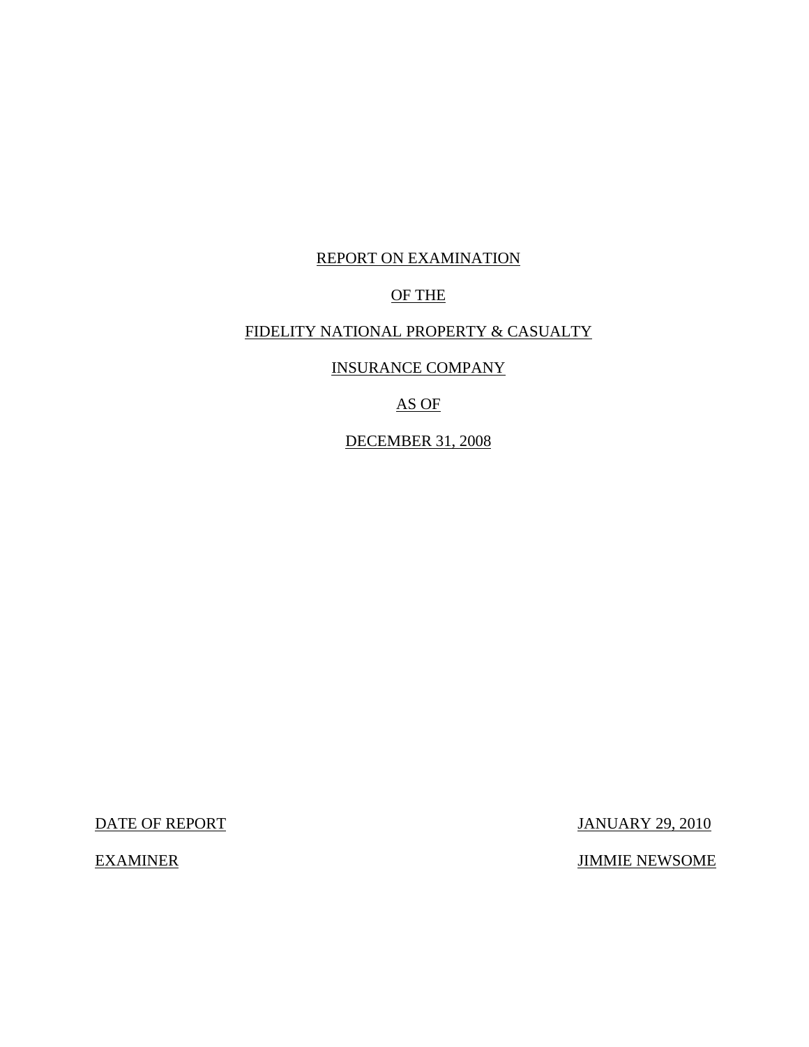# REPORT ON EXAMINATION

# OF THE

# FIDELITY NATIONAL PROPERTY & CASUALTY

# INSURANCE COMPANY

# AS OF

# DECEMBER 31, 2008

DATE OF REPORT JANUARY 29, 2010

EXAMINER JIMMIE NEWSOME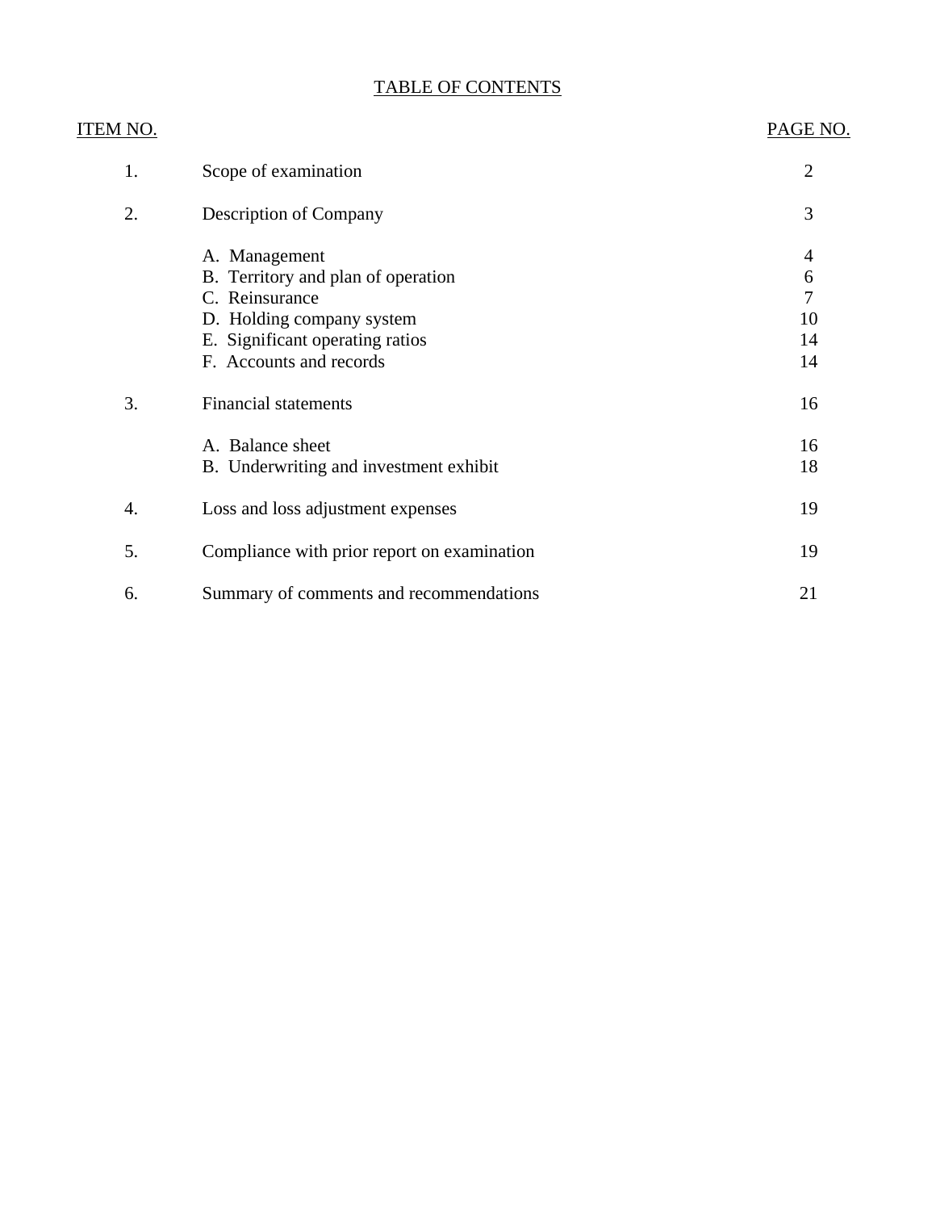# TABLE OF CONTENTS

| ITEM NO. | | PAGE NO. |
|---|---|---|
| 1. | Scope of examination | 2 |
| 2. | Description of Company | 3 |
| | A. Management | 4 |
| | B. Territory and plan of operation | 6 |
| | C. Reinsurance | 7 |
| | D. Holding company system | 10 |
| | E. Significant operating ratios | 14 |
| | F. Accounts and records | 14 |
| 3. | Financial statements | 16 |
| | A. Balance sheet | 16 |
| | B. Underwriting and investment exhibit | 18 |
| 4. | Loss and loss adjustment expenses | 19 |
| 5. | Compliance with prior report on examination | 19 |
| 6. | Summary of comments and recommendations | 21 |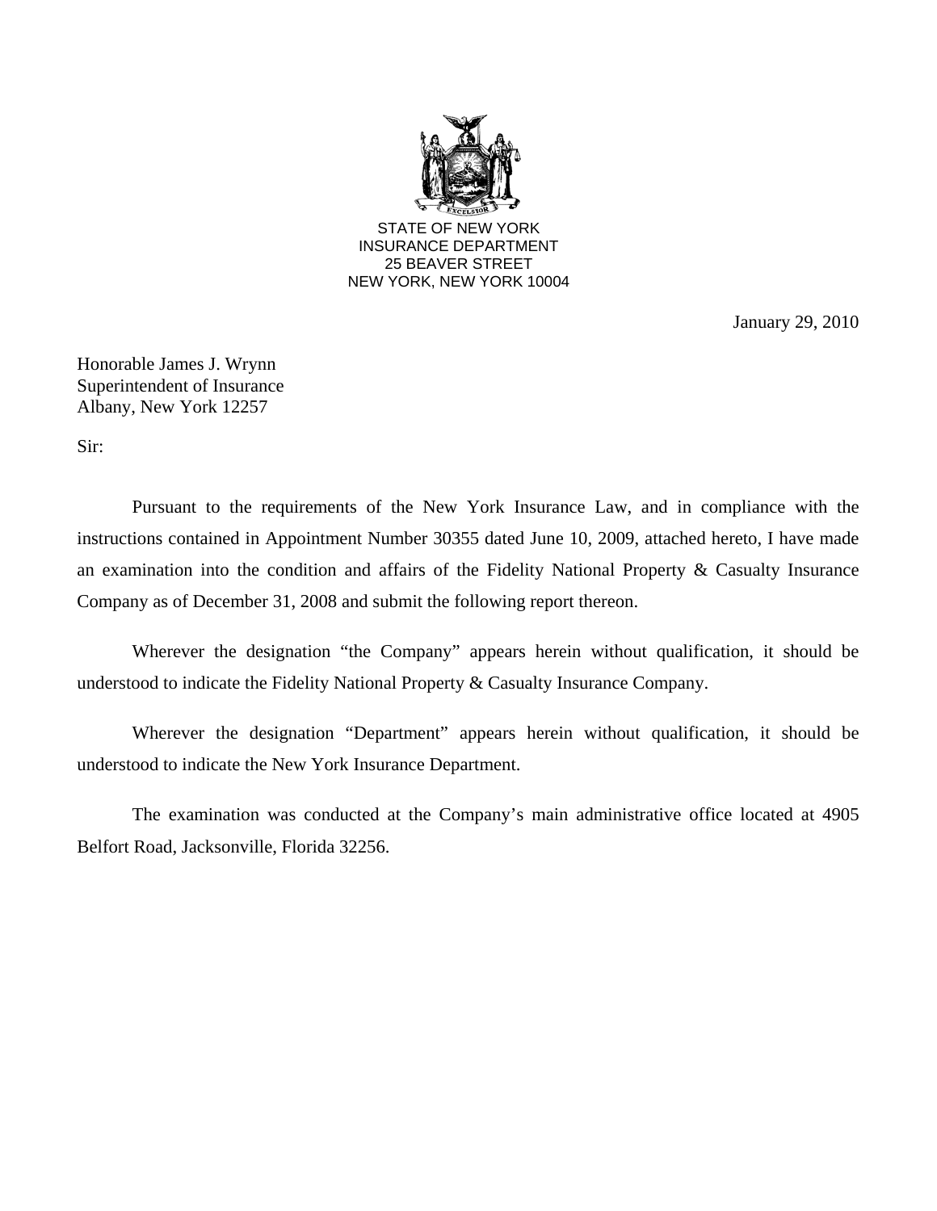STATE OF NEW YORK
INSURANCE DEPARTMENT
25 BEAVER STREET
NEW YORK, NEW YORK 10004

January 29, 2010

Honorable James J. Wrynn
Superintendent of Insurance
Albany, New York 12257

Sir:

Pursuant to the requirements of the New York Insurance Law, and in compliance with the instructions contained in Appointment Number 30355 dated June 10, 2009, attached hereto, I have made an examination into the condition and affairs of the Fidelity National Property & Casualty Insurance Company as of December 31, 2008 and submit the following report thereon.

Wherever the designation "the Company" appears herein without qualification, it should be understood to indicate the Fidelity National Property & Casualty Insurance Company.

Wherever the designation "Department" appears herein without qualification, it should be understood to indicate the New York Insurance Department.

The examination was conducted at the Company's main administrative office located at 4905 Belfort Road, Jacksonville, Florida 32256.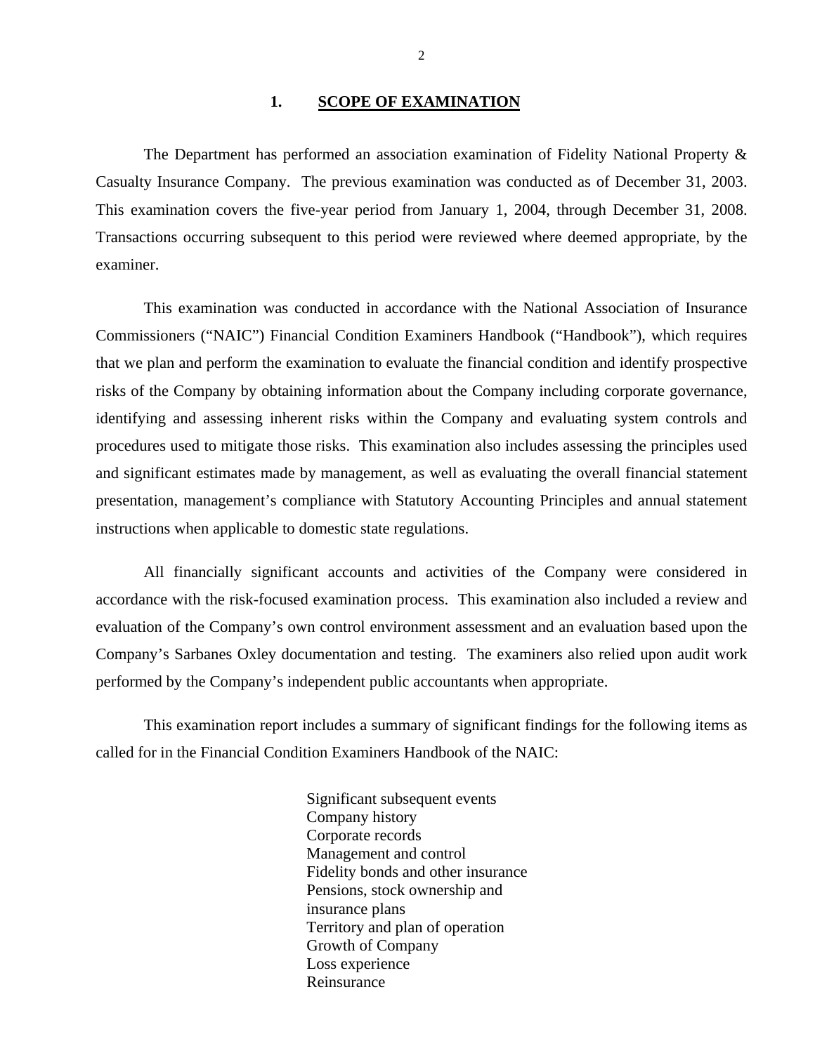## 1. SCOPE OF EXAMINATION

The Department has performed an association examination of Fidelity National Property & Casualty Insurance Company. The previous examination was conducted as of December 31, 2003. This examination covers the five-year period from January 1, 2004, through December 31, 2008. Transactions occurring subsequent to this period were reviewed where deemed appropriate, by the examiner.

This examination was conducted in accordance with the National Association of Insurance Commissioners ("NAIC") Financial Condition Examiners Handbook ("Handbook"), which requires that we plan and perform the examination to evaluate the financial condition and identify prospective risks of the Company by obtaining information about the Company including corporate governance, identifying and assessing inherent risks within the Company and evaluating system controls and procedures used to mitigate those risks. This examination also includes assessing the principles used and significant estimates made by management, as well as evaluating the overall financial statement presentation, management's compliance with Statutory Accounting Principles and annual statement instructions when applicable to domestic state regulations.

All financially significant accounts and activities of the Company were considered in accordance with the risk-focused examination process. This examination also included a review and evaluation of the Company's own control environment assessment and an evaluation based upon the Company's Sarbanes Oxley documentation and testing. The examiners also relied upon audit work performed by the Company's independent public accountants when appropriate.

This examination report includes a summary of significant findings for the following items as called for in the Financial Condition Examiners Handbook of the NAIC:

- Significant subsequent events
- Company history
- Corporate records
- Management and control
- Fidelity bonds and other insurance
- Pensions, stock ownership and insurance plans
- Territory and plan of operation
- Growth of Company
- Loss experience
- Reinsurance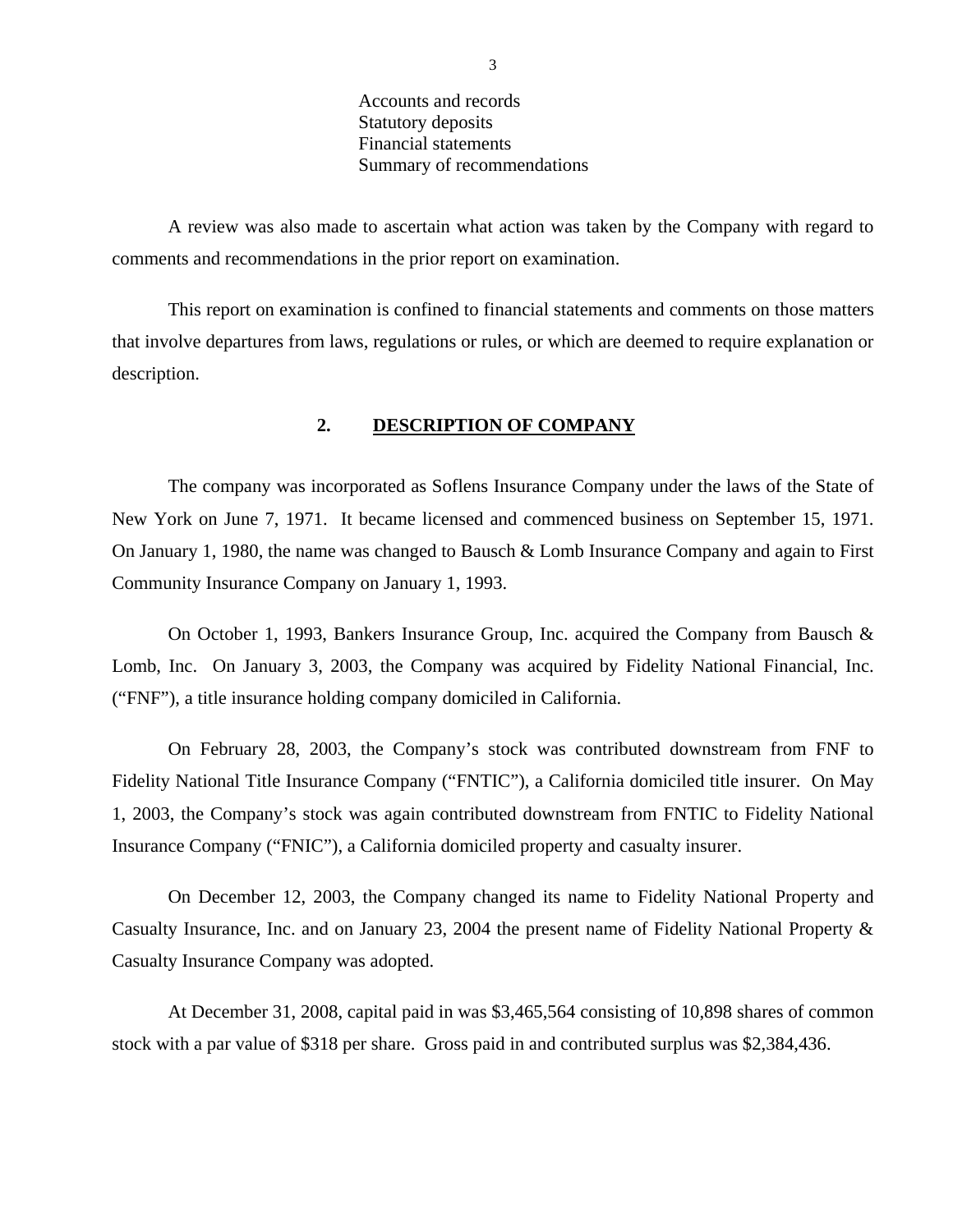Accounts and records
Statutory deposits
Financial statements
Summary of recommendations

A review was also made to ascertain what action was taken by the Company with regard to comments and recommendations in the prior report on examination.

This report on examination is confined to financial statements and comments on those matters that involve departures from laws, regulations or rules, or which are deemed to require explanation or description.

## 2. DESCRIPTION OF COMPANY

The company was incorporated as Soflens Insurance Company under the laws of the State of New York on June 7, 1971. It became licensed and commenced business on September 15, 1971. On January 1, 1980, the name was changed to Bausch & Lomb Insurance Company and again to First Community Insurance Company on January 1, 1993.

On October 1, 1993, Bankers Insurance Group, Inc. acquired the Company from Bausch & Lomb, Inc. On January 3, 2003, the Company was acquired by Fidelity National Financial, Inc. ("FNF"), a title insurance holding company domiciled in California.

On February 28, 2003, the Company's stock was contributed downstream from FNF to Fidelity National Title Insurance Company ("FNTIC"), a California domiciled title insurer. On May 1, 2003, the Company's stock was again contributed downstream from FNTIC to Fidelity National Insurance Company ("FNIC"), a California domiciled property and casualty insurer.

On December 12, 2003, the Company changed its name to Fidelity National Property and Casualty Insurance, Inc. and on January 23, 2004 the present name of Fidelity National Property & Casualty Insurance Company was adopted.

At December 31, 2008, capital paid in was $3,465,564 consisting of 10,898 shares of common stock with a par value of $318 per share. Gross paid in and contributed surplus was $2,384,436.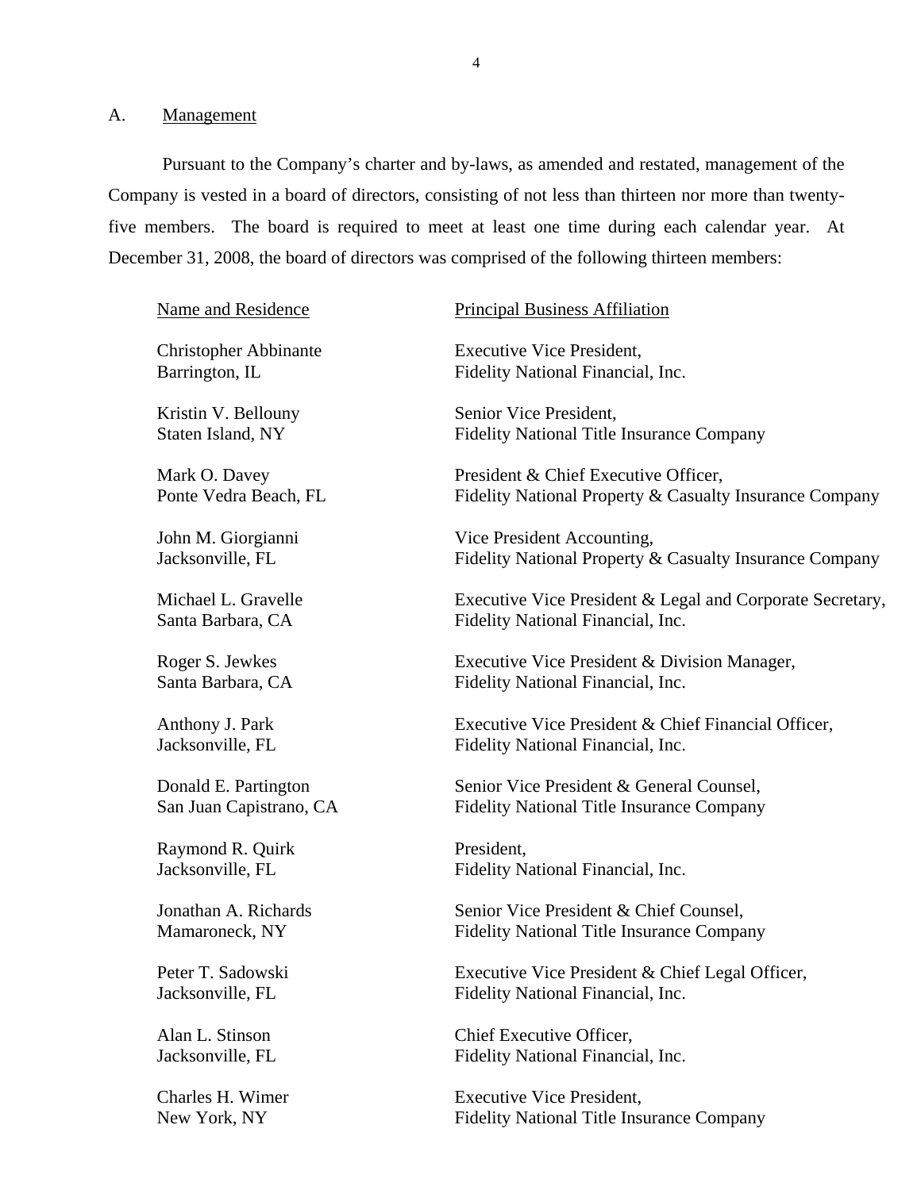## A. Management

Pursuant to the Company's charter and by-laws, as amended and restated, management of the Company is vested in a board of directors, consisting of not less than thirteen nor more than twenty-five members. The board is required to meet at least one time during each calendar year. At December 31, 2008, the board of directors was comprised of the following thirteen members:

| Name and Residence | Principal Business Affiliation |
| --- | --- |
| Christopher Abbinante<br>Barrington, IL | Executive Vice President,<br>Fidelity National Financial, Inc. |
| Kristin V. Bellouny<br>Staten Island, NY | Senior Vice President,<br>Fidelity National Title Insurance Company |
| Mark O. Davey<br>Ponte Vedra Beach, FL | President & Chief Executive Officer,<br>Fidelity National Property & Casualty Insurance Company |
| John M. Giorgianni<br>Jacksonville, FL | Vice President Accounting,<br>Fidelity National Property & Casualty Insurance Company |
| Michael L. Gravelle<br>Santa Barbara, CA | Executive Vice President & Legal and Corporate Secretary,<br>Fidelity National Financial, Inc. |
| Roger S. Jewkes<br>Santa Barbara, CA | Executive Vice President & Division Manager,<br>Fidelity National Financial, Inc. |
| Anthony J. Park<br>Jacksonville, FL | Executive Vice President & Chief Financial Officer,<br>Fidelity National Financial, Inc. |
| Donald E. Partington<br>San Juan Capistrano, CA | Senior Vice President & General Counsel,<br>Fidelity National Title Insurance Company |
| Raymond R. Quirk<br>Jacksonville, FL | President,<br>Fidelity National Financial, Inc. |
| Jonathan A. Richards<br>Mamaroneck, NY | Senior Vice President & Chief Counsel,<br>Fidelity National Title Insurance Company |
| Peter T. Sadowski<br>Jacksonville, FL | Executive Vice President & Chief Legal Officer,<br>Fidelity National Financial, Inc. |
| Alan L. Stinson<br>Jacksonville, FL | Chief Executive Officer,<br>Fidelity National Financial, Inc. |
| Charles H. Wimer<br>New York, NY | Executive Vice President,<br>Fidelity National Title Insurance Company |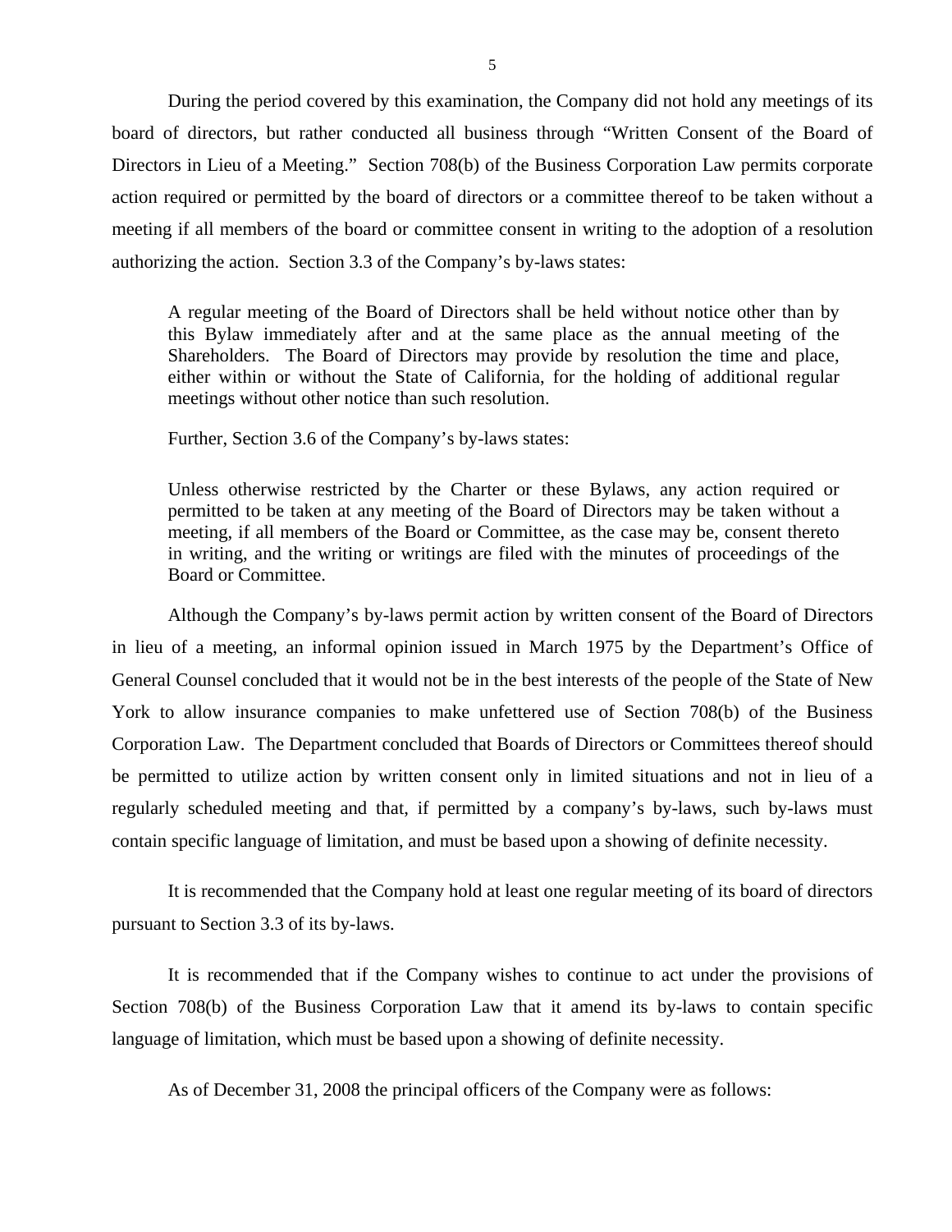During the period covered by this examination, the Company did not hold any meetings of its board of directors, but rather conducted all business through "Written Consent of the Board of Directors in Lieu of a Meeting." Section 708(b) of the Business Corporation Law permits corporate action required or permitted by the board of directors or a committee thereof to be taken without a meeting if all members of the board or committee consent in writing to the adoption of a resolution authorizing the action. Section 3.3 of the Company's by-laws states:

> A regular meeting of the Board of Directors shall be held without notice other than by this Bylaw immediately after and at the same place as the annual meeting of the Shareholders. The Board of Directors may provide by resolution the time and place, either within or without the State of California, for the holding of additional regular meetings without other notice than such resolution.

Further, Section 3.6 of the Company's by-laws states:

> Unless otherwise restricted by the Charter or these Bylaws, any action required or permitted to be taken at any meeting of the Board of Directors may be taken without a meeting, if all members of the Board or Committee, as the case may be, consent thereto in writing, and the writing or writings are filed with the minutes of proceedings of the Board or Committee.

Although the Company's by-laws permit action by written consent of the Board of Directors in lieu of a meeting, an informal opinion issued in March 1975 by the Department's Office of General Counsel concluded that it would not be in the best interests of the people of the State of New York to allow insurance companies to make unfettered use of Section 708(b) of the Business Corporation Law. The Department concluded that Boards of Directors or Committees thereof should be permitted to utilize action by written consent only in limited situations and not in lieu of a regularly scheduled meeting and that, if permitted by a company's by-laws, such by-laws must contain specific language of limitation, and must be based upon a showing of definite necessity.

It is recommended that the Company hold at least one regular meeting of its board of directors pursuant to Section 3.3 of its by-laws.

It is recommended that if the Company wishes to continue to act under the provisions of Section 708(b) of the Business Corporation Law that it amend its by-laws to contain specific language of limitation, which must be based upon a showing of definite necessity.

As of December 31, 2008 the principal officers of the Company were as follows: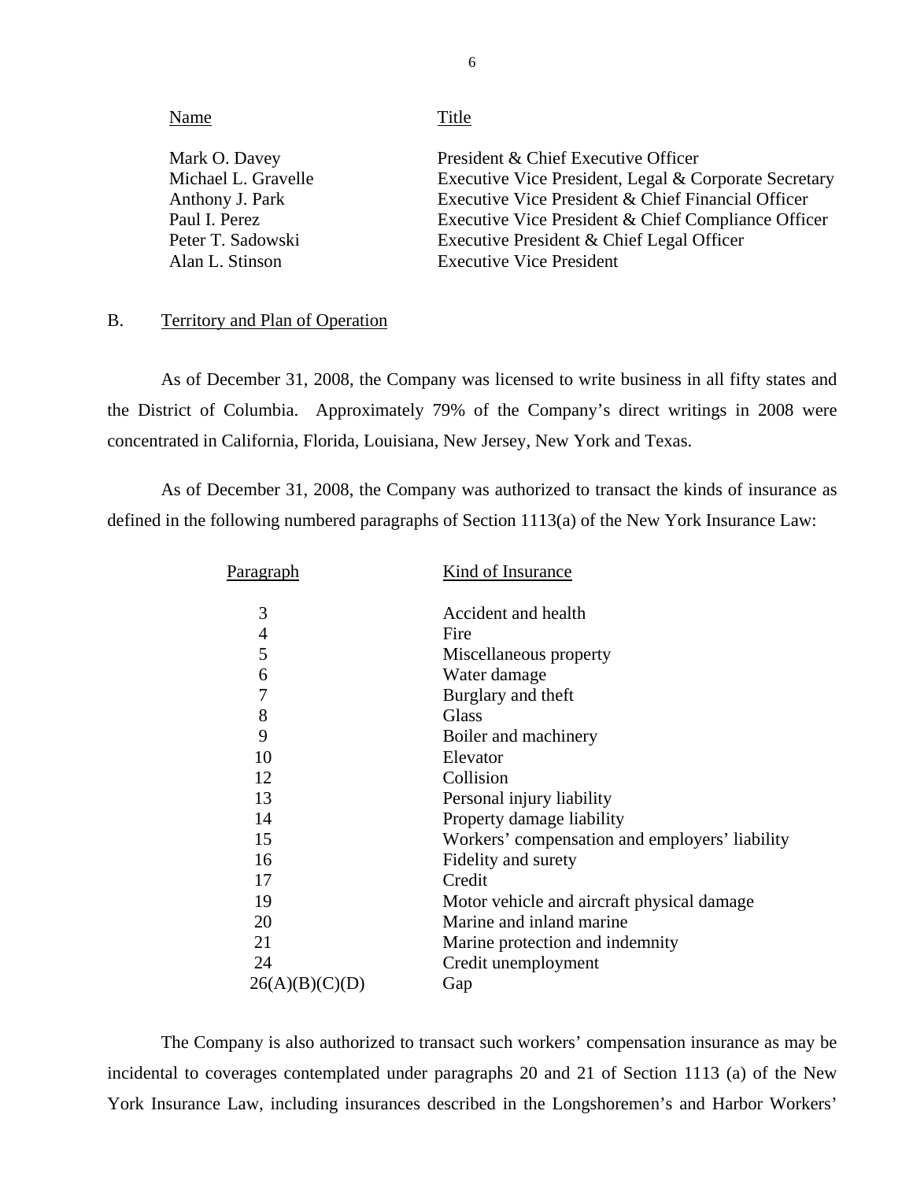| Name | Title |
|---|---|
| Mark O. Davey | President & Chief Executive Officer |
| Michael L. Gravelle | Executive Vice President, Legal & Corporate Secretary |
| Anthony J. Park | Executive Vice President & Chief Financial Officer |
| Paul I. Perez | Executive Vice President & Chief Compliance Officer |
| Peter T. Sadowski | Executive President & Chief Legal Officer |
| Alan L. Stinson | Executive Vice President |

## B. Territory and Plan of Operation

As of December 31, 2008, the Company was licensed to write business in all fifty states and the District of Columbia. Approximately 79% of the Company's direct writings in 2008 were concentrated in California, Florida, Louisiana, New Jersey, New York and Texas.

As of December 31, 2008, the Company was authorized to transact the kinds of insurance as defined in the following numbered paragraphs of Section 1113(a) of the New York Insurance Law:

| Paragraph | Kind of Insurance |
|---|---|
| 3 | Accident and health |
| 4 | Fire |
| 5 | Miscellaneous property |
| 6 | Water damage |
| 7 | Burglary and theft |
| 8 | Glass |
| 9 | Boiler and machinery |
| 10 | Elevator |
| 12 | Collision |
| 13 | Personal injury liability |
| 14 | Property damage liability |
| 15 | Workers' compensation and employers' liability |
| 16 | Fidelity and surety |
| 17 | Credit |
| 19 | Motor vehicle and aircraft physical damage |
| 20 | Marine and inland marine |
| 21 | Marine protection and indemnity |
| 24 | Credit unemployment |
| 26(A)(B)(C)(D) | Gap |

The Company is also authorized to transact such workers' compensation insurance as may be incidental to coverages contemplated under paragraphs 20 and 21 of Section 1113 (a) of the New York Insurance Law, including insurances described in the Longshoremen's and Harbor Workers'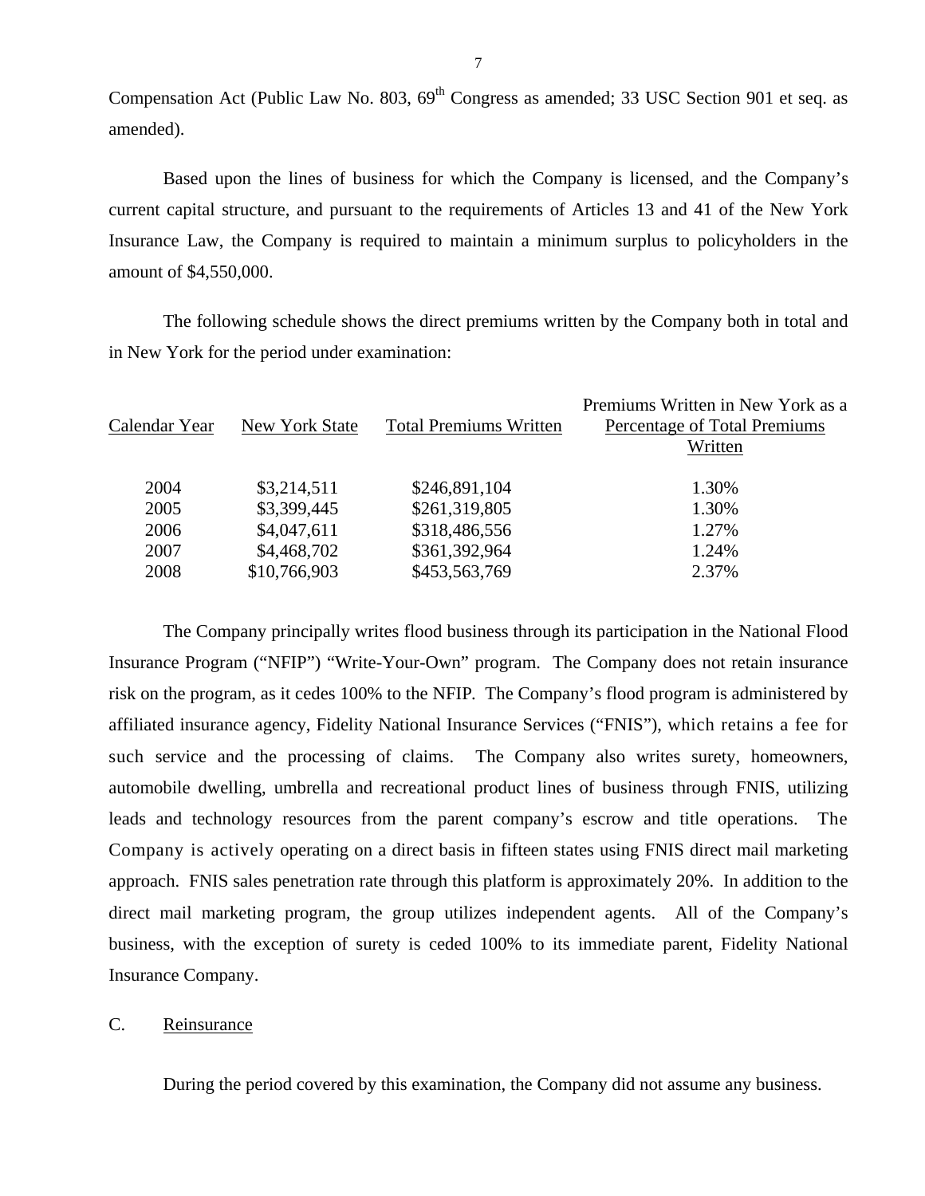Compensation Act (Public Law No. 803, 69th Congress as amended; 33 USC Section 901 et seq. as amended).

Based upon the lines of business for which the Company is licensed, and the Company's current capital structure, and pursuant to the requirements of Articles 13 and 41 of the New York Insurance Law, the Company is required to maintain a minimum surplus to policyholders in the amount of $4,550,000.

The following schedule shows the direct premiums written by the Company both in total and in New York for the period under examination:

| Calendar Year | New York State | Total Premiums Written | Premiums Written in New York as a Percentage of Total Premiums Written |
|---|---|---|---|
| 2004 | $3,214,511 | $246,891,104 | 1.30% |
| 2005 | $3,399,445 | $261,319,805 | 1.30% |
| 2006 | $4,047,611 | $318,486,556 | 1.27% |
| 2007 | $4,468,702 | $361,392,964 | 1.24% |
| 2008 | $10,766,903 | $453,563,769 | 2.37% |

The Company principally writes flood business through its participation in the National Flood Insurance Program ("NFIP") "Write-Your-Own" program. The Company does not retain insurance risk on the program, as it cedes 100% to the NFIP. The Company's flood program is administered by affiliated insurance agency, Fidelity National Insurance Services ("FNIS"), which retains a fee for such service and the processing of claims. The Company also writes surety, homeowners, automobile dwelling, umbrella and recreational product lines of business through FNIS, utilizing leads and technology resources from the parent company's escrow and title operations. The Company is actively operating on a direct basis in fifteen states using FNIS direct mail marketing approach. FNIS sales penetration rate through this platform is approximately 20%. In addition to the direct mail marketing program, the group utilizes independent agents. All of the Company's business, with the exception of surety is ceded 100% to its immediate parent, Fidelity National Insurance Company.

## C. Reinsurance

During the period covered by this examination, the Company did not assume any business.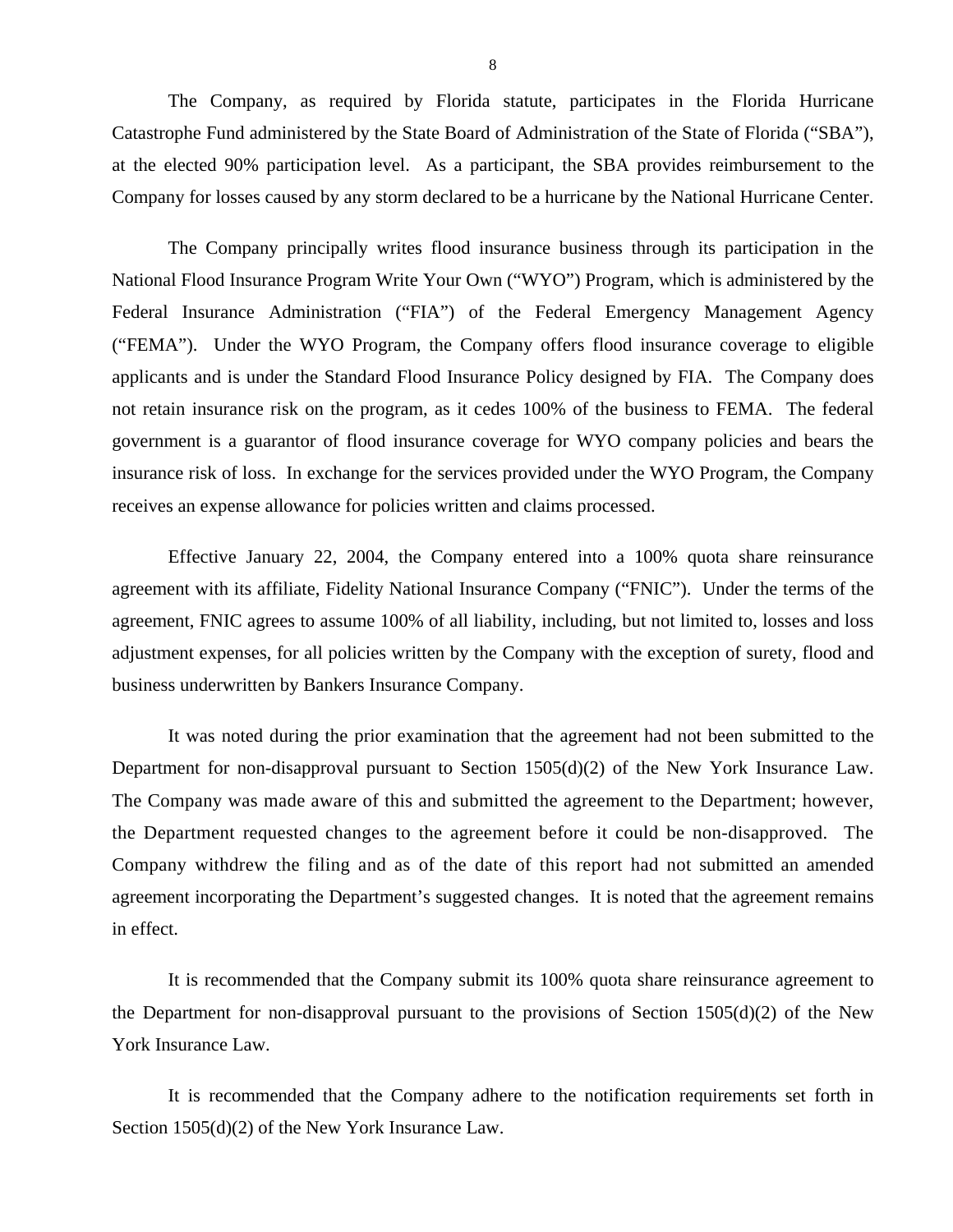The Company, as required by Florida statute, participates in the Florida Hurricane Catastrophe Fund administered by the State Board of Administration of the State of Florida ("SBA"), at the elected 90% participation level. As a participant, the SBA provides reimbursement to the Company for losses caused by any storm declared to be a hurricane by the National Hurricane Center.

The Company principally writes flood insurance business through its participation in the National Flood Insurance Program Write Your Own ("WYO") Program, which is administered by the Federal Insurance Administration ("FIA") of the Federal Emergency Management Agency ("FEMA"). Under the WYO Program, the Company offers flood insurance coverage to eligible applicants and is under the Standard Flood Insurance Policy designed by FIA. The Company does not retain insurance risk on the program, as it cedes 100% of the business to FEMA. The federal government is a guarantor of flood insurance coverage for WYO company policies and bears the insurance risk of loss. In exchange for the services provided under the WYO Program, the Company receives an expense allowance for policies written and claims processed.

Effective January 22, 2004, the Company entered into a 100% quota share reinsurance agreement with its affiliate, Fidelity National Insurance Company ("FNIC"). Under the terms of the agreement, FNIC agrees to assume 100% of all liability, including, but not limited to, losses and loss adjustment expenses, for all policies written by the Company with the exception of surety, flood and business underwritten by Bankers Insurance Company.

It was noted during the prior examination that the agreement had not been submitted to the Department for non-disapproval pursuant to Section 1505(d)(2) of the New York Insurance Law. The Company was made aware of this and submitted the agreement to the Department; however, the Department requested changes to the agreement before it could be non-disapproved. The Company withdrew the filing and as of the date of this report had not submitted an amended agreement incorporating the Department's suggested changes. It is noted that the agreement remains in effect.

It is recommended that the Company submit its 100% quota share reinsurance agreement to the Department for non-disapproval pursuant to the provisions of Section 1505(d)(2) of the New York Insurance Law.

It is recommended that the Company adhere to the notification requirements set forth in Section 1505(d)(2) of the New York Insurance Law.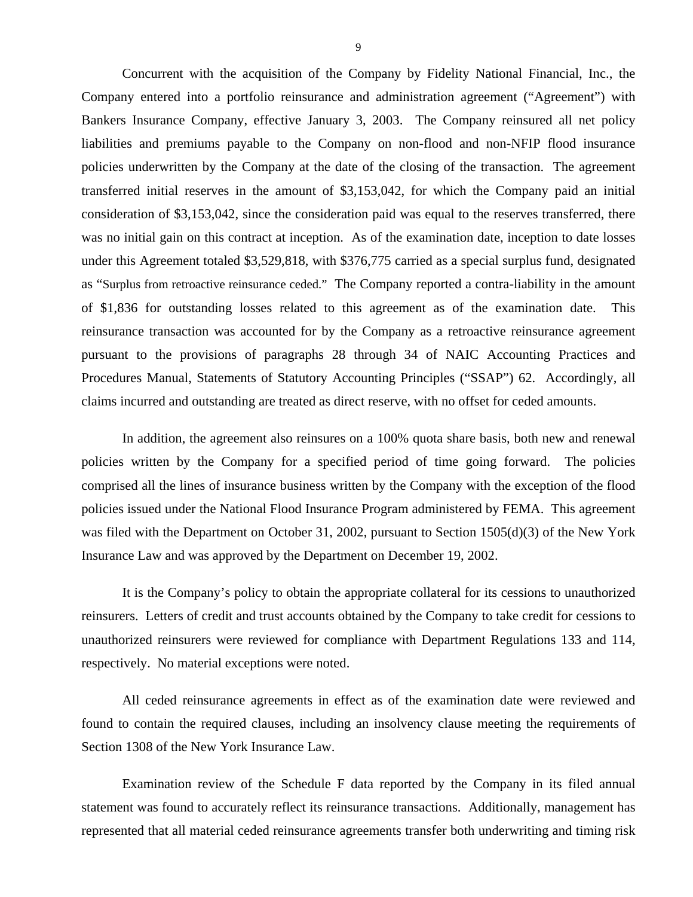Concurrent with the acquisition of the Company by Fidelity National Financial, Inc., the Company entered into a portfolio reinsurance and administration agreement ("Agreement") with Bankers Insurance Company, effective January 3, 2003. The Company reinsured all net policy liabilities and premiums payable to the Company on non-flood and non-NFIP flood insurance policies underwritten by the Company at the date of the closing of the transaction. The agreement transferred initial reserves in the amount of $3,153,042, for which the Company paid an initial consideration of $3,153,042, since the consideration paid was equal to the reserves transferred, there was no initial gain on this contract at inception. As of the examination date, inception to date losses under this Agreement totaled $3,529,818, with $376,775 carried as a special surplus fund, designated as "Surplus from retroactive reinsurance ceded." The Company reported a contra-liability in the amount of $1,836 for outstanding losses related to this agreement as of the examination date. This reinsurance transaction was accounted for by the Company as a retroactive reinsurance agreement pursuant to the provisions of paragraphs 28 through 34 of NAIC Accounting Practices and Procedures Manual, Statements of Statutory Accounting Principles ("SSAP") 62. Accordingly, all claims incurred and outstanding are treated as direct reserve, with no offset for ceded amounts.

In addition, the agreement also reinsures on a 100% quota share basis, both new and renewal policies written by the Company for a specified period of time going forward. The policies comprised all the lines of insurance business written by the Company with the exception of the flood policies issued under the National Flood Insurance Program administered by FEMA. This agreement was filed with the Department on October 31, 2002, pursuant to Section 1505(d)(3) of the New York Insurance Law and was approved by the Department on December 19, 2002.

It is the Company's policy to obtain the appropriate collateral for its cessions to unauthorized reinsurers. Letters of credit and trust accounts obtained by the Company to take credit for cessions to unauthorized reinsurers were reviewed for compliance with Department Regulations 133 and 114, respectively. No material exceptions were noted.

All ceded reinsurance agreements in effect as of the examination date were reviewed and found to contain the required clauses, including an insolvency clause meeting the requirements of Section 1308 of the New York Insurance Law.

Examination review of the Schedule F data reported by the Company in its filed annual statement was found to accurately reflect its reinsurance transactions. Additionally, management has represented that all material ceded reinsurance agreements transfer both underwriting and timing risk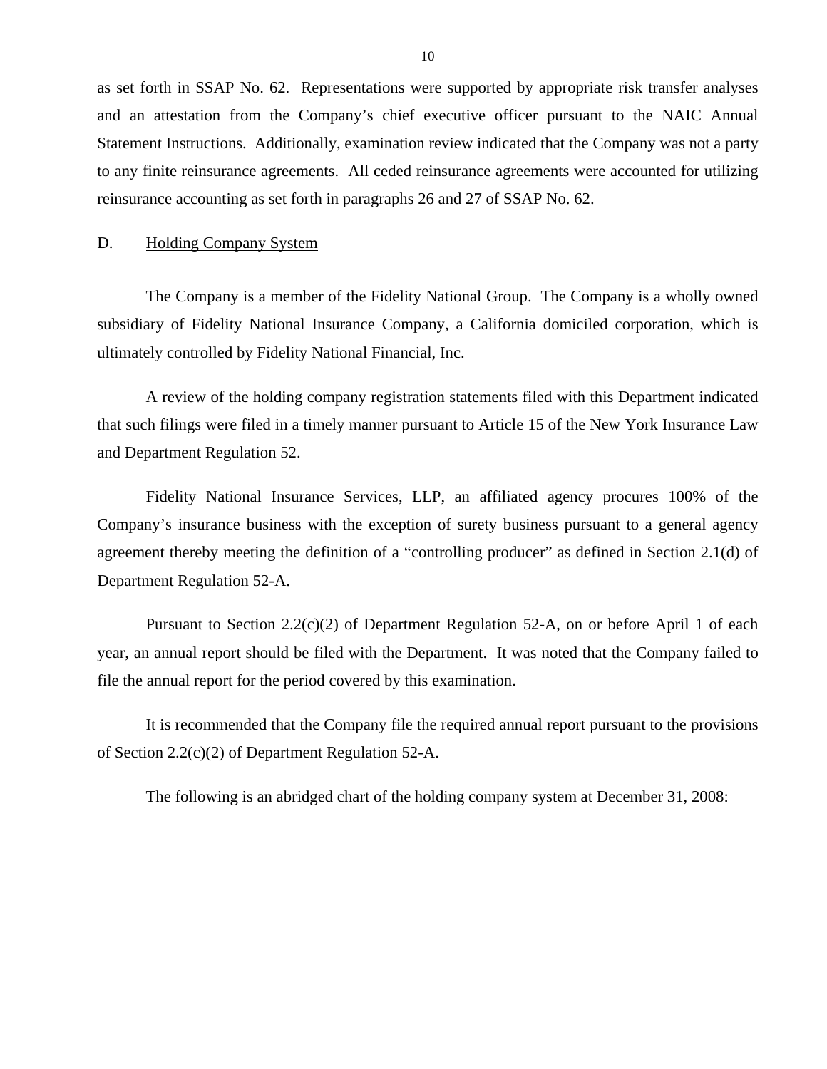as set forth in SSAP No. 62. Representations were supported by appropriate risk transfer analyses and an attestation from the Company's chief executive officer pursuant to the NAIC Annual Statement Instructions. Additionally, examination review indicated that the Company was not a party to any finite reinsurance agreements. All ceded reinsurance agreements were accounted for utilizing reinsurance accounting as set forth in paragraphs 26 and 27 of SSAP No. 62.

## D. Holding Company System

The Company is a member of the Fidelity National Group. The Company is a wholly owned subsidiary of Fidelity National Insurance Company, a California domiciled corporation, which is ultimately controlled by Fidelity National Financial, Inc.

A review of the holding company registration statements filed with this Department indicated that such filings were filed in a timely manner pursuant to Article 15 of the New York Insurance Law and Department Regulation 52.

Fidelity National Insurance Services, LLP, an affiliated agency procures 100% of the Company's insurance business with the exception of surety business pursuant to a general agency agreement thereby meeting the definition of a "controlling producer" as defined in Section 2.1(d) of Department Regulation 52-A.

Pursuant to Section 2.2(c)(2) of Department Regulation 52-A, on or before April 1 of each year, an annual report should be filed with the Department. It was noted that the Company failed to file the annual report for the period covered by this examination.

It is recommended that the Company file the required annual report pursuant to the provisions of Section 2.2(c)(2) of Department Regulation 52-A.

The following is an abridged chart of the holding company system at December 31, 2008: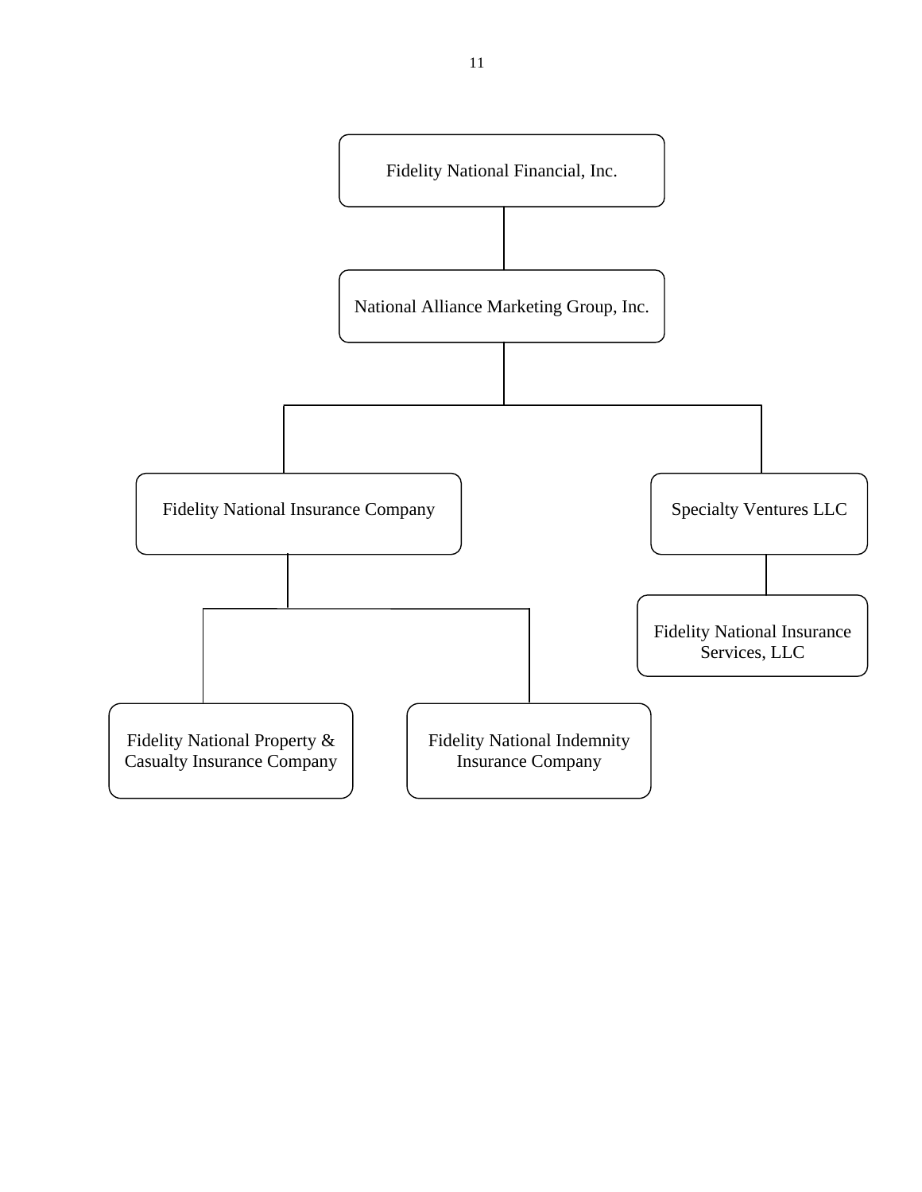- Fidelity National Financial, Inc.
  - National Alliance Marketing Group, Inc.
    - Fidelity National Insurance Company
      - Fidelity National Property & Casualty Insurance Company
      - Fidelity National Indemnity Insurance Company
    - Specialty Ventures LLC
      - Fidelity National Insurance Services, LLC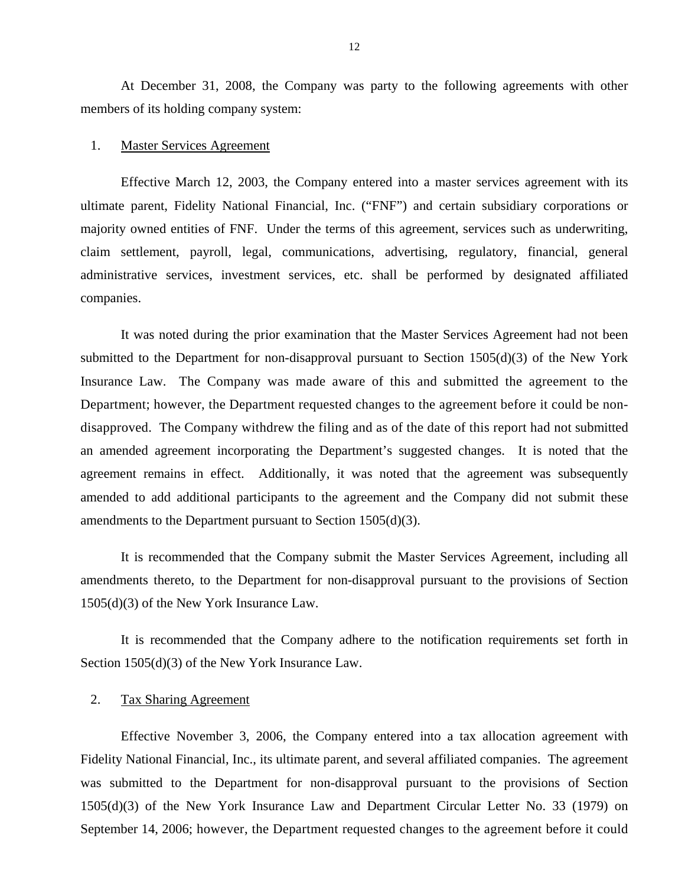At December 31, 2008, the Company was party to the following agreements with other members of its holding company system:

1. Master Services Agreement

Effective March 12, 2003, the Company entered into a master services agreement with its ultimate parent, Fidelity National Financial, Inc. ("FNF") and certain subsidiary corporations or majority owned entities of FNF. Under the terms of this agreement, services such as underwriting, claim settlement, payroll, legal, communications, advertising, regulatory, financial, general administrative services, investment services, etc. shall be performed by designated affiliated companies.

It was noted during the prior examination that the Master Services Agreement had not been submitted to the Department for non-disapproval pursuant to Section 1505(d)(3) of the New York Insurance Law. The Company was made aware of this and submitted the agreement to the Department; however, the Department requested changes to the agreement before it could be non-disapproved. The Company withdrew the filing and as of the date of this report had not submitted an amended agreement incorporating the Department's suggested changes. It is noted that the agreement remains in effect. Additionally, it was noted that the agreement was subsequently amended to add additional participants to the agreement and the Company did not submit these amendments to the Department pursuant to Section 1505(d)(3).

It is recommended that the Company submit the Master Services Agreement, including all amendments thereto, to the Department for non-disapproval pursuant to the provisions of Section 1505(d)(3) of the New York Insurance Law.

It is recommended that the Company adhere to the notification requirements set forth in Section 1505(d)(3) of the New York Insurance Law.

2. Tax Sharing Agreement

Effective November 3, 2006, the Company entered into a tax allocation agreement with Fidelity National Financial, Inc., its ultimate parent, and several affiliated companies. The agreement was submitted to the Department for non-disapproval pursuant to the provisions of Section 1505(d)(3) of the New York Insurance Law and Department Circular Letter No. 33 (1979) on September 14, 2006; however, the Department requested changes to the agreement before it could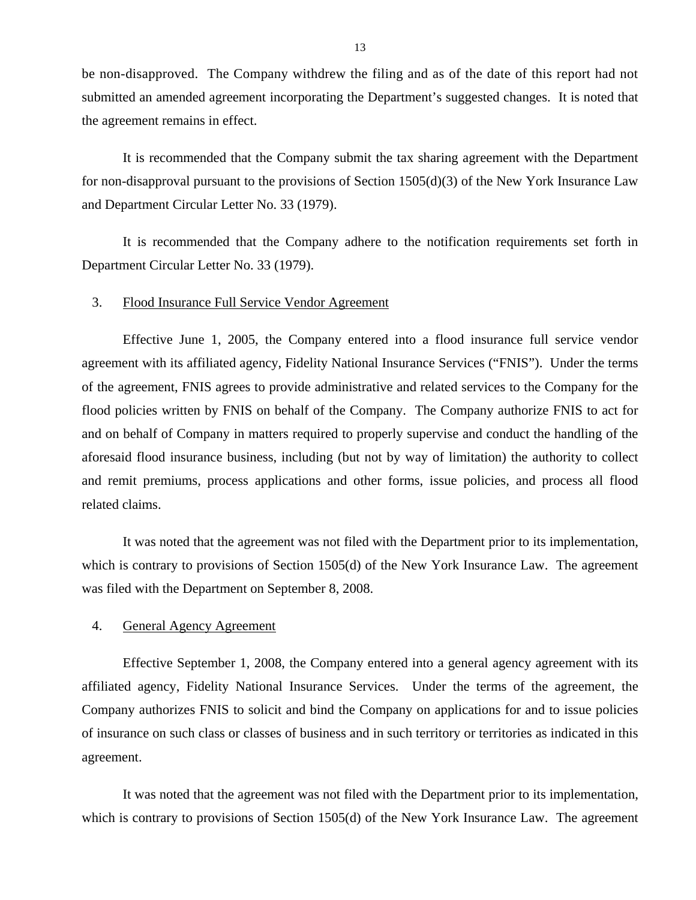be non-disapproved. The Company withdrew the filing and as of the date of this report had not submitted an amended agreement incorporating the Department's suggested changes. It is noted that the agreement remains in effect.

It is recommended that the Company submit the tax sharing agreement with the Department for non-disapproval pursuant to the provisions of Section 1505(d)(3) of the New York Insurance Law and Department Circular Letter No. 33 (1979).

It is recommended that the Company adhere to the notification requirements set forth in Department Circular Letter No. 33 (1979).

3. Flood Insurance Full Service Vendor Agreement

Effective June 1, 2005, the Company entered into a flood insurance full service vendor agreement with its affiliated agency, Fidelity National Insurance Services ("FNIS"). Under the terms of the agreement, FNIS agrees to provide administrative and related services to the Company for the flood policies written by FNIS on behalf of the Company. The Company authorize FNIS to act for and on behalf of Company in matters required to properly supervise and conduct the handling of the aforesaid flood insurance business, including (but not by way of limitation) the authority to collect and remit premiums, process applications and other forms, issue policies, and process all flood related claims.

It was noted that the agreement was not filed with the Department prior to its implementation, which is contrary to provisions of Section 1505(d) of the New York Insurance Law. The agreement was filed with the Department on September 8, 2008.

4. General Agency Agreement

Effective September 1, 2008, the Company entered into a general agency agreement with its affiliated agency, Fidelity National Insurance Services. Under the terms of the agreement, the Company authorizes FNIS to solicit and bind the Company on applications for and to issue policies of insurance on such class or classes of business and in such territory or territories as indicated in this agreement.

It was noted that the agreement was not filed with the Department prior to its implementation, which is contrary to provisions of Section 1505(d) of the New York Insurance Law. The agreement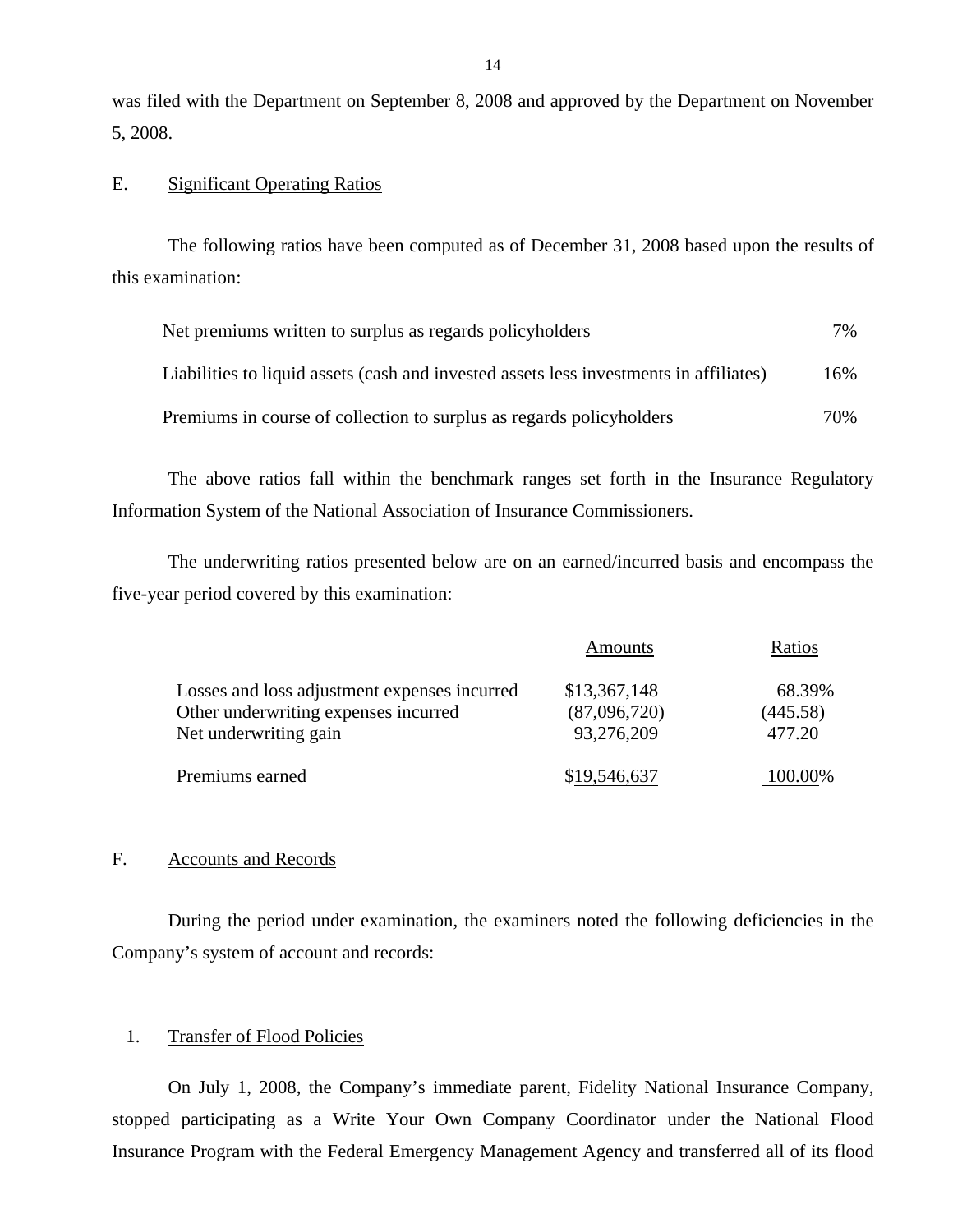was filed with the Department on September 8, 2008 and approved by the Department on November 5, 2008.

## E. Significant Operating Ratios

The following ratios have been computed as of December 31, 2008 based upon the results of this examination:

| | |
|---|---|
| Net premiums written to surplus as regards policyholders | 7% |
| Liabilities to liquid assets (cash and invested assets less investments in affiliates) | 16% |
| Premiums in course of collection to surplus as regards policyholders | 70% |

The above ratios fall within the benchmark ranges set forth in the Insurance Regulatory Information System of the National Association of Insurance Commissioners.

The underwriting ratios presented below are on an earned/incurred basis and encompass the five-year period covered by this examination:

| | Amounts | Ratios |
|---|---|---|
| Losses and loss adjustment expenses incurred | $13,367,148 | 68.39% |
| Other underwriting expenses incurred | (87,096,720) | (445.58) |
| Net underwriting gain | 93,276,209 | 477.20 |
| Premiums earned | $19,546,637 | 100.00% |

## F. Accounts and Records

During the period under examination, the examiners noted the following deficiencies in the Company's system of account and records:

### 1. Transfer of Flood Policies

On July 1, 2008, the Company's immediate parent, Fidelity National Insurance Company, stopped participating as a Write Your Own Company Coordinator under the National Flood Insurance Program with the Federal Emergency Management Agency and transferred all of its flood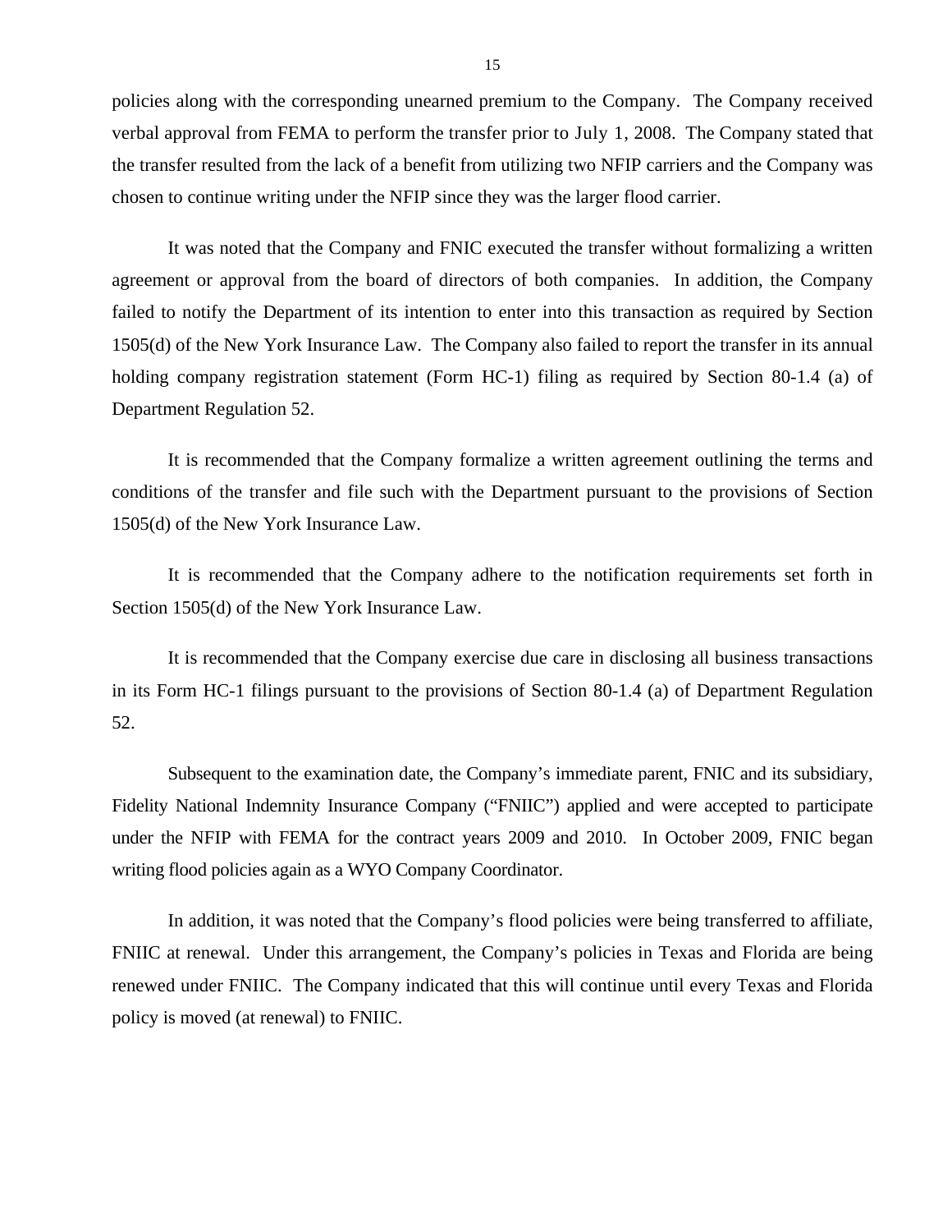policies along with the corresponding unearned premium to the Company. The Company received verbal approval from FEMA to perform the transfer prior to July 1, 2008. The Company stated that the transfer resulted from the lack of a benefit from utilizing two NFIP carriers and the Company was chosen to continue writing under the NFIP since they was the larger flood carrier.

It was noted that the Company and FNIC executed the transfer without formalizing a written agreement or approval from the board of directors of both companies. In addition, the Company failed to notify the Department of its intention to enter into this transaction as required by Section 1505(d) of the New York Insurance Law. The Company also failed to report the transfer in its annual holding company registration statement (Form HC-1) filing as required by Section 80-1.4 (a) of Department Regulation 52.

It is recommended that the Company formalize a written agreement outlining the terms and conditions of the transfer and file such with the Department pursuant to the provisions of Section 1505(d) of the New York Insurance Law.

It is recommended that the Company adhere to the notification requirements set forth in Section 1505(d) of the New York Insurance Law.

It is recommended that the Company exercise due care in disclosing all business transactions in its Form HC-1 filings pursuant to the provisions of Section 80-1.4 (a) of Department Regulation 52.

Subsequent to the examination date, the Company's immediate parent, FNIC and its subsidiary, Fidelity National Indemnity Insurance Company ("FNIIC") applied and were accepted to participate under the NFIP with FEMA for the contract years 2009 and 2010. In October 2009, FNIC began writing flood policies again as a WYO Company Coordinator.

In addition, it was noted that the Company's flood policies were being transferred to affiliate, FNIIC at renewal. Under this arrangement, the Company's policies in Texas and Florida are being renewed under FNIIC. The Company indicated that this will continue until every Texas and Florida policy is moved (at renewal) to FNIIC.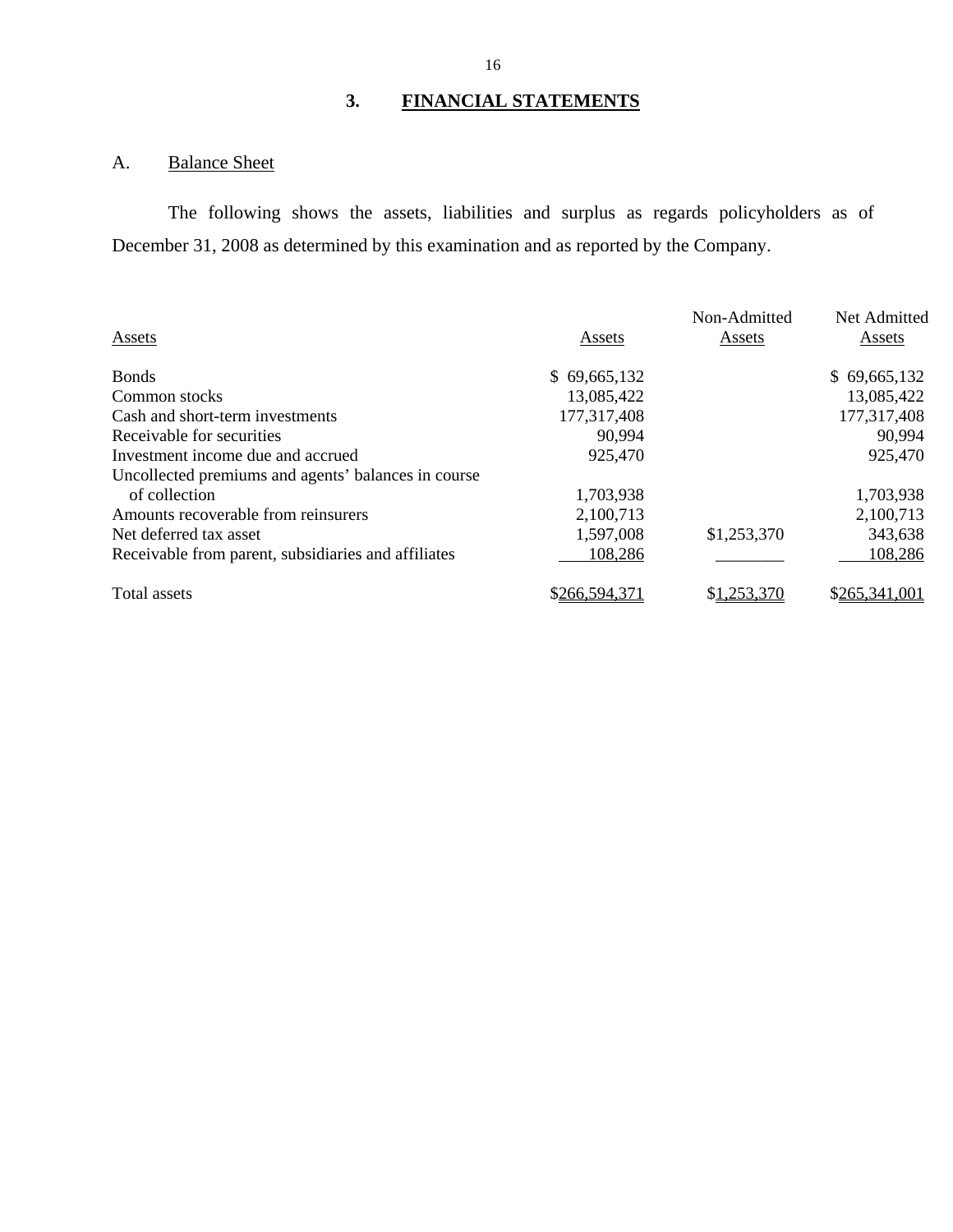## 3. FINANCIAL STATEMENTS

### A. Balance Sheet

The following shows the assets, liabilities and surplus as regards policyholders as of December 31, 2008 as determined by this examination and as reported by the Company.

| Assets | Assets | Non-Admitted Assets | Net Admitted Assets |
|---|---|---|---|
| Bonds | $ 69,665,132 | | $ 69,665,132 |
| Common stocks | 13,085,422 | | 13,085,422 |
| Cash and short-term investments | 177,317,408 | | 177,317,408 |
| Receivable for securities | 90,994 | | 90,994 |
| Investment income due and accrued | 925,470 | | 925,470 |
| Uncollected premiums and agents' balances in course of collection | 1,703,938 | | 1,703,938 |
| Amounts recoverable from reinsurers | 2,100,713 | | 2,100,713 |
| Net deferred tax asset | 1,597,008 | $1,253,370 | 343,638 |
| Receivable from parent, subsidiaries and affiliates | 108,286 | | 108,286 |
| Total assets | $266,594,371 | $1,253,370 | $265,341,001 |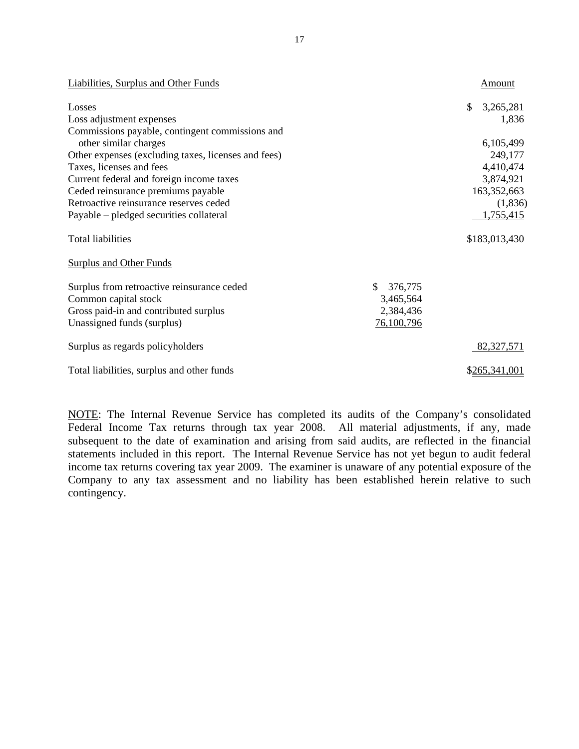| Liabilities, Surplus and Other Funds | | Amount |
|---|---|---|
| Losses | | $ 3,265,281 |
| Loss adjustment expenses | | 1,836 |
| Commissions payable, contingent commissions and other similar charges | | 6,105,499 |
| Other expenses (excluding taxes, licenses and fees) | | 249,177 |
| Taxes, licenses and fees | | 4,410,474 |
| Current federal and foreign income taxes | | 3,874,921 |
| Ceded reinsurance premiums payable | | 163,352,663 |
| Retroactive reinsurance reserves ceded | | (1,836) |
| Payable – pledged securities collateral | | 1,755,415 |
| Total liabilities | | $183,013,430 |
| Surplus and Other Funds | | |
| Surplus from retroactive reinsurance ceded | $ 376,775 | |
| Common capital stock | 3,465,564 | |
| Gross paid-in and contributed surplus | 2,384,436 | |
| Unassigned funds (surplus) | 76,100,796 | |
| Surplus as regards policyholders | | 82,327,571 |
| Total liabilities, surplus and other funds | | $265,341,001 |

NOTE: The Internal Revenue Service has completed its audits of the Company's consolidated Federal Income Tax returns through tax year 2008. All material adjustments, if any, made subsequent to the date of examination and arising from said audits, are reflected in the financial statements included in this report. The Internal Revenue Service has not yet begun to audit federal income tax returns covering tax year 2009. The examiner is unaware of any potential exposure of the Company to any tax assessment and no liability has been established herein relative to such contingency.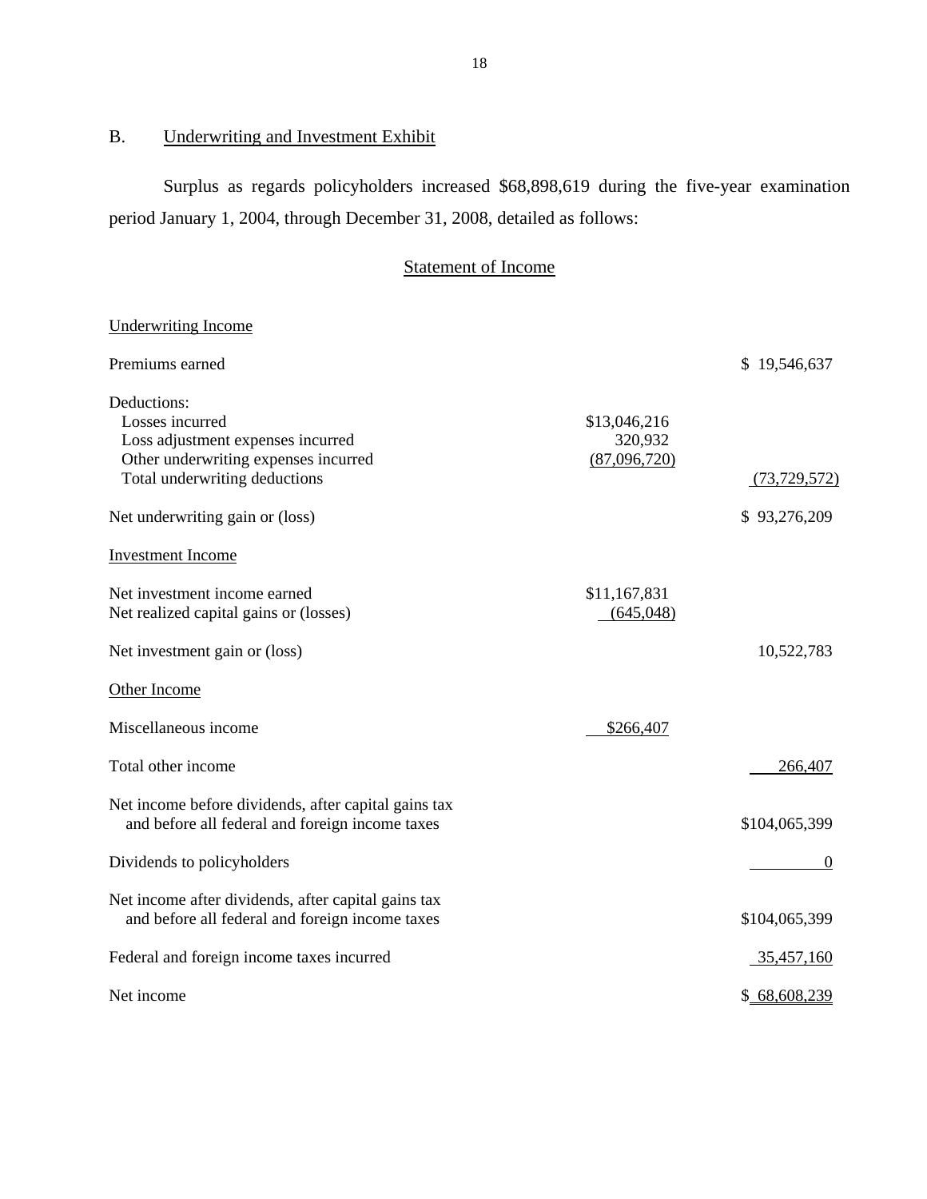## B. Underwriting and Investment Exhibit

Surplus as regards policyholders increased $68,898,619 during the five-year examination period January 1, 2004, through December 31, 2008, detailed as follows:

### Statement of Income

| | | |
|---|---|---|
| **Underwriting Income** | | |
| Premiums earned | | $ 19,546,637 |
| Deductions: | | |
| Losses incurred | $13,046,216 | |
| Loss adjustment expenses incurred | 320,932 | |
| Other underwriting expenses incurred | (87,096,720) | |
| Total underwriting deductions | | (73,729,572) |
| Net underwriting gain or (loss) | | $ 93,276,209 |
| **Investment Income** | | |
| Net investment income earned | $11,167,831 | |
| Net realized capital gains or (losses) | (645,048) | |
| Net investment gain or (loss) | | 10,522,783 |
| **Other Income** | | |
| Miscellaneous income | $266,407 | |
| Total other income | | 266,407 |
| Net income before dividends, after capital gains tax and before all federal and foreign income taxes | | $104,065,399 |
| Dividends to policyholders | | 0 |
| Net income after dividends, after capital gains tax and before all federal and foreign income taxes | | $104,065,399 |
| Federal and foreign income taxes incurred | | 35,457,160 |
| Net income | | $ 68,608,239 |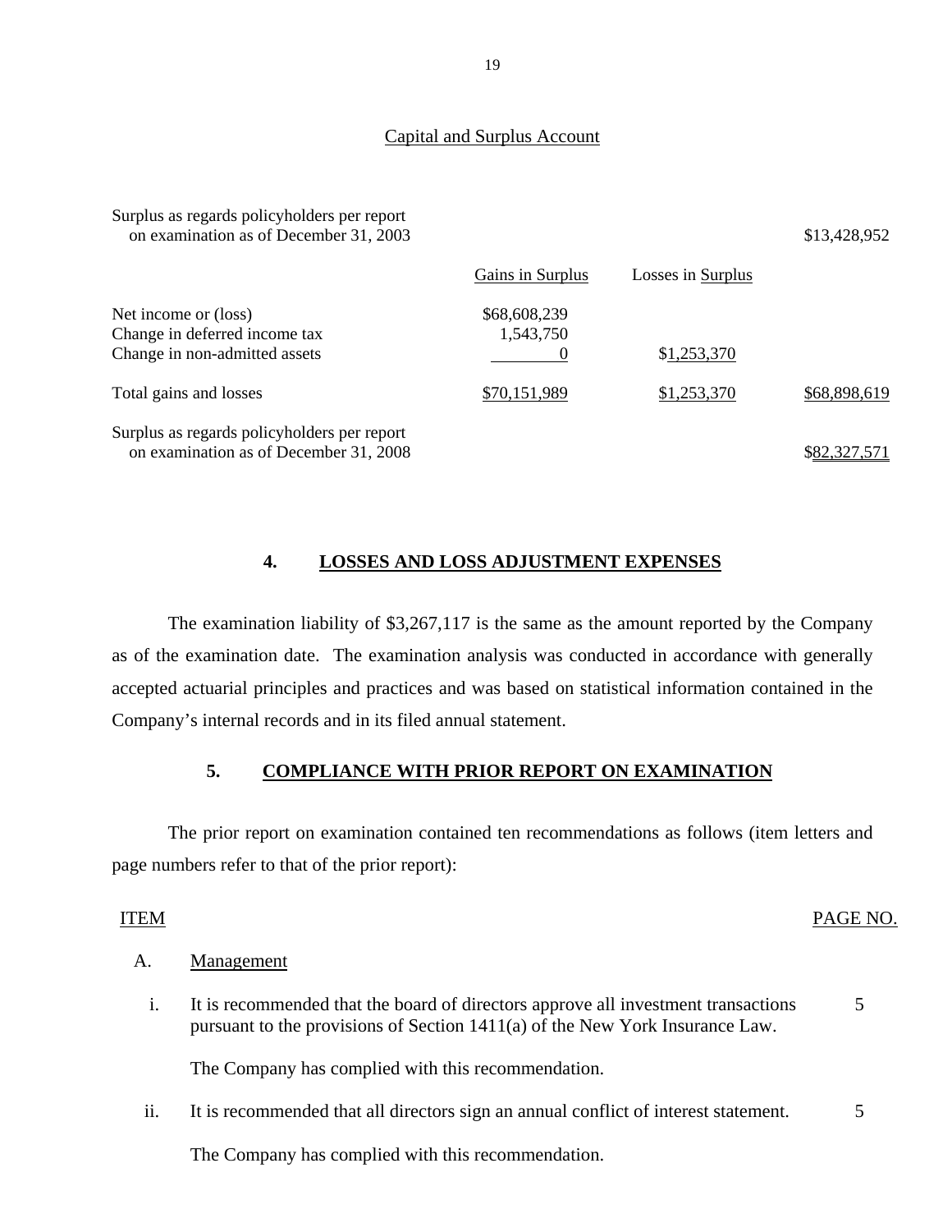## Capital and Surplus Account

| | Gains in Surplus | Losses in Surplus | |
|---|---|---|---|
| Surplus as regards policyholders per report on examination as of December 31, 2003 | | | $13,428,952 |
| Net income or (loss) | $68,608,239 | | |
| Change in deferred income tax | 1,543,750 | | |
| Change in non-admitted assets | 0 | $1,253,370 | |
| Total gains and losses | $70,151,989 | $1,253,370 | $68,898,619 |
| Surplus as regards policyholders per report on examination as of December 31, 2008 | | | $82,327,571 |

## 4. LOSSES AND LOSS ADJUSTMENT EXPENSES

The examination liability of $3,267,117 is the same as the amount reported by the Company as of the examination date. The examination analysis was conducted in accordance with generally accepted actuarial principles and practices and was based on statistical information contained in the Company's internal records and in its filed annual statement.

## 5. COMPLIANCE WITH PRIOR REPORT ON EXAMINATION

The prior report on examination contained ten recommendations as follows (item letters and page numbers refer to that of the prior report):

| ITEM | | PAGE NO. |
|---|---|---|
| A. | Management | |
| i. | It is recommended that the board of directors approve all investment transactions pursuant to the provisions of Section 1411(a) of the New York Insurance Law. | 5 |
| | The Company has complied with this recommendation. | |
| ii. | It is recommended that all directors sign an annual conflict of interest statement. | 5 |
| | The Company has complied with this recommendation. | |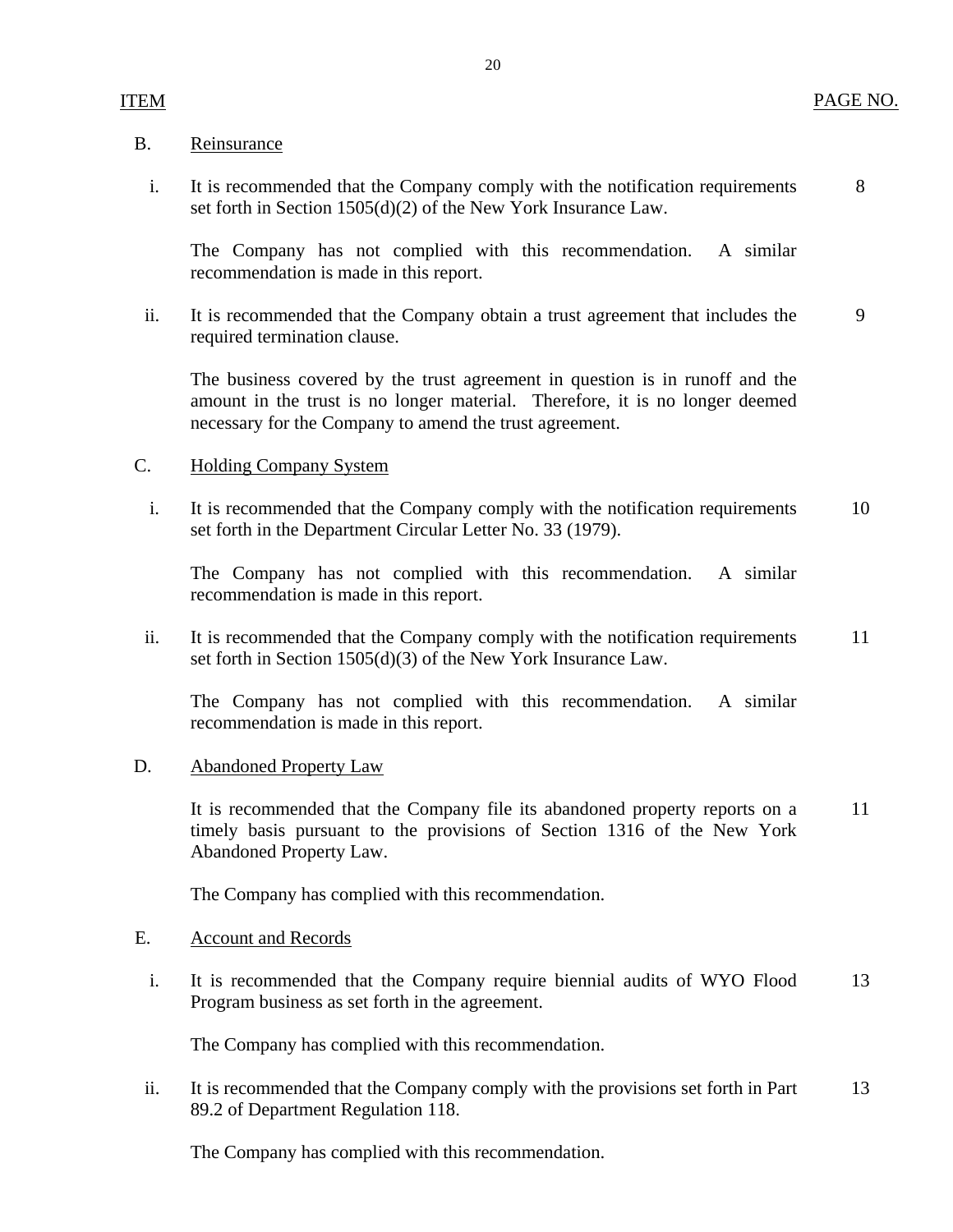| ITEM | | PAGE NO. |
|---|---|---|
| B. | Reinsurance | |
| i. | It is recommended that the Company comply with the notification requirements set forth in Section 1505(d)(2) of the New York Insurance Law. | 8 |
| | The Company has not complied with this recommendation. A similar recommendation is made in this report. | |
| ii. | It is recommended that the Company obtain a trust agreement that includes the required termination clause. | 9 |
| | The business covered by the trust agreement in question is in runoff and the amount in the trust is no longer material. Therefore, it is no longer deemed necessary for the Company to amend the trust agreement. | |
| C. | Holding Company System | |
| i. | It is recommended that the Company comply with the notification requirements set forth in the Department Circular Letter No. 33 (1979). | 10 |
| | The Company has not complied with this recommendation. A similar recommendation is made in this report. | |
| ii. | It is recommended that the Company comply with the notification requirements set forth in Section 1505(d)(3) of the New York Insurance Law. | 11 |
| | The Company has not complied with this recommendation. A similar recommendation is made in this report. | |
| D. | Abandoned Property Law | |
| | It is recommended that the Company file its abandoned property reports on a timely basis pursuant to the provisions of Section 1316 of the New York Abandoned Property Law. | 11 |
| | The Company has complied with this recommendation. | |
| E. | Account and Records | |
| i. | It is recommended that the Company require biennial audits of WYO Flood Program business as set forth in the agreement. | 13 |
| | The Company has complied with this recommendation. | |
| ii. | It is recommended that the Company comply with the provisions set forth in Part 89.2 of Department Regulation 118. | 13 |
| | The Company has complied with this recommendation. | |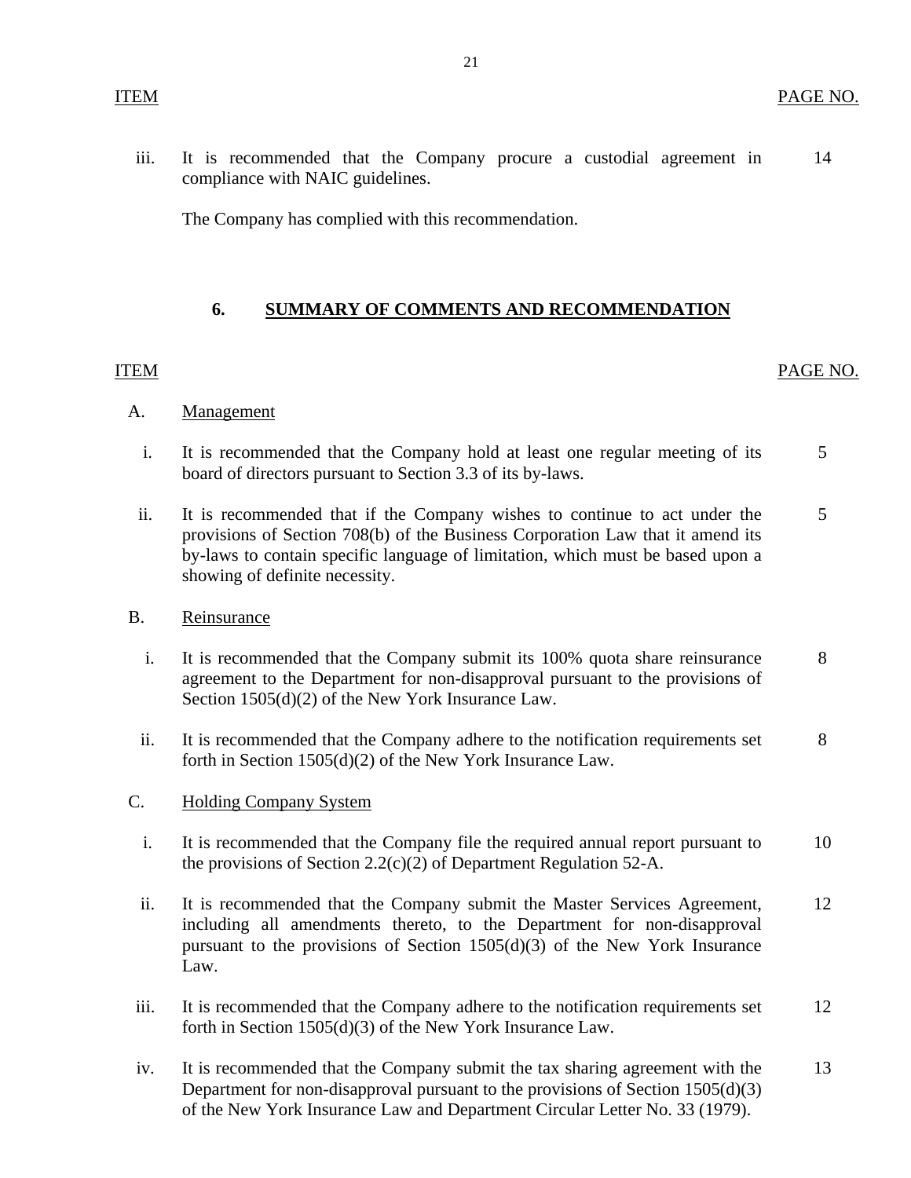| ITEM | | PAGE NO. |
|---|---|---|
| iii. | It is recommended that the Company procure a custodial agreement in compliance with NAIC guidelines. | 14 |
| | The Company has complied with this recommendation. | |

## 6. SUMMARY OF COMMENTS AND RECOMMENDATION

| ITEM | | PAGE NO. |
|---|---|---|
| A. | Management | |
| i. | It is recommended that the Company hold at least one regular meeting of its board of directors pursuant to Section 3.3 of its by-laws. | 5 |
| ii. | It is recommended that if the Company wishes to continue to act under the provisions of Section 708(b) of the Business Corporation Law that it amend its by-laws to contain specific language of limitation, which must be based upon a showing of definite necessity. | 5 |
| B. | Reinsurance | |
| i. | It is recommended that the Company submit its 100% quota share reinsurance agreement to the Department for non-disapproval pursuant to the provisions of Section 1505(d)(2) of the New York Insurance Law. | 8 |
| ii. | It is recommended that the Company adhere to the notification requirements set forth in Section 1505(d)(2) of the New York Insurance Law. | 8 |
| C. | Holding Company System | |
| i. | It is recommended that the Company file the required annual report pursuant to the provisions of Section 2.2(c)(2) of Department Regulation 52-A. | 10 |
| ii. | It is recommended that the Company submit the Master Services Agreement, including all amendments thereto, to the Department for non-disapproval pursuant to the provisions of Section 1505(d)(3) of the New York Insurance Law. | 12 |
| iii. | It is recommended that the Company adhere to the notification requirements set forth in Section 1505(d)(3) of the New York Insurance Law. | 12 |
| iv. | It is recommended that the Company submit the tax sharing agreement with the Department for non-disapproval pursuant to the provisions of Section 1505(d)(3) of the New York Insurance Law and Department Circular Letter No. 33 (1979). | 13 |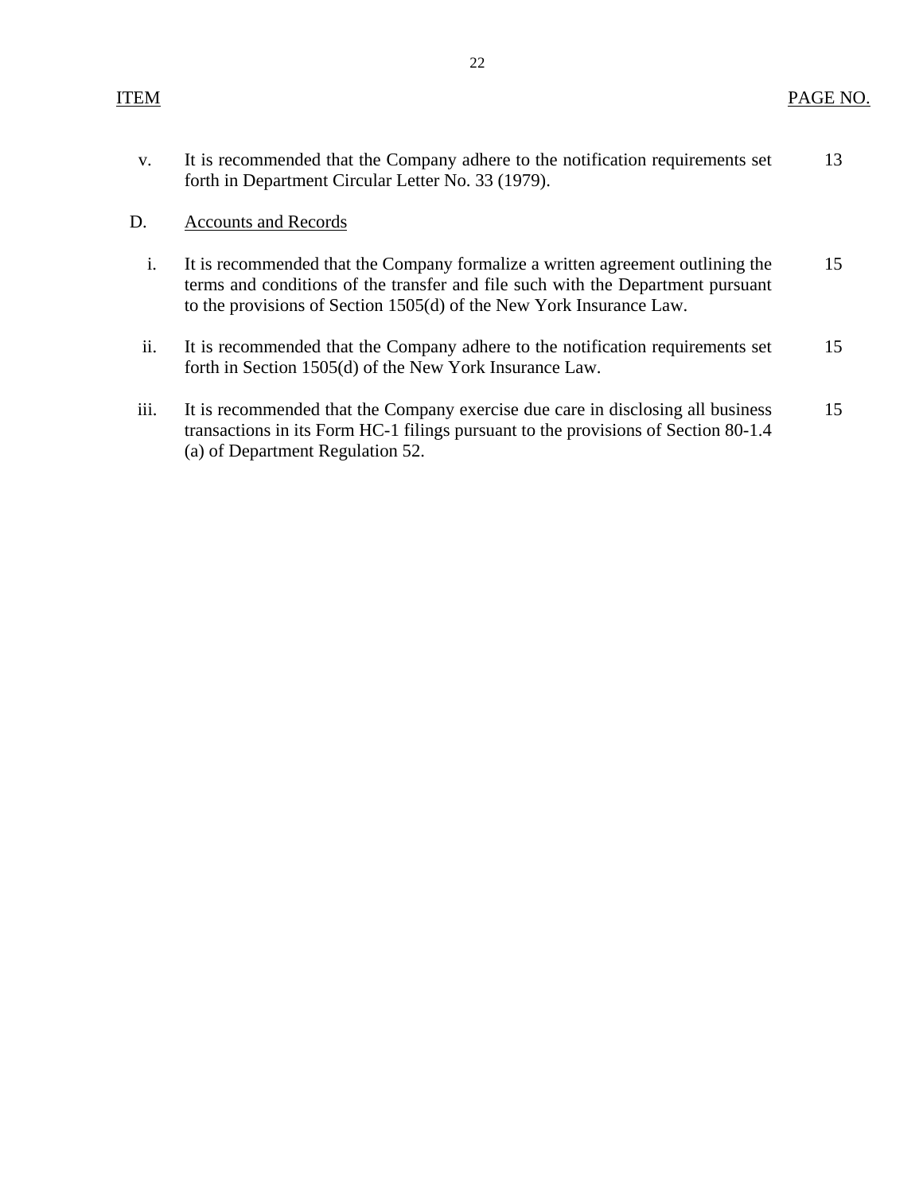| ITEM | | PAGE NO. |
|---|---|---|
| v. | It is recommended that the Company adhere to the notification requirements set forth in Department Circular Letter No. 33 (1979). | 13 |
| D. | Accounts and Records | |
| i. | It is recommended that the Company formalize a written agreement outlining the terms and conditions of the transfer and file such with the Department pursuant to the provisions of Section 1505(d) of the New York Insurance Law. | 15 |
| ii. | It is recommended that the Company adhere to the notification requirements set forth in Section 1505(d) of the New York Insurance Law. | 15 |
| iii. | It is recommended that the Company exercise due care in disclosing all business transactions in its Form HC-1 filings pursuant to the provisions of Section 80-1.4 (a) of Department Regulation 52. | 15 |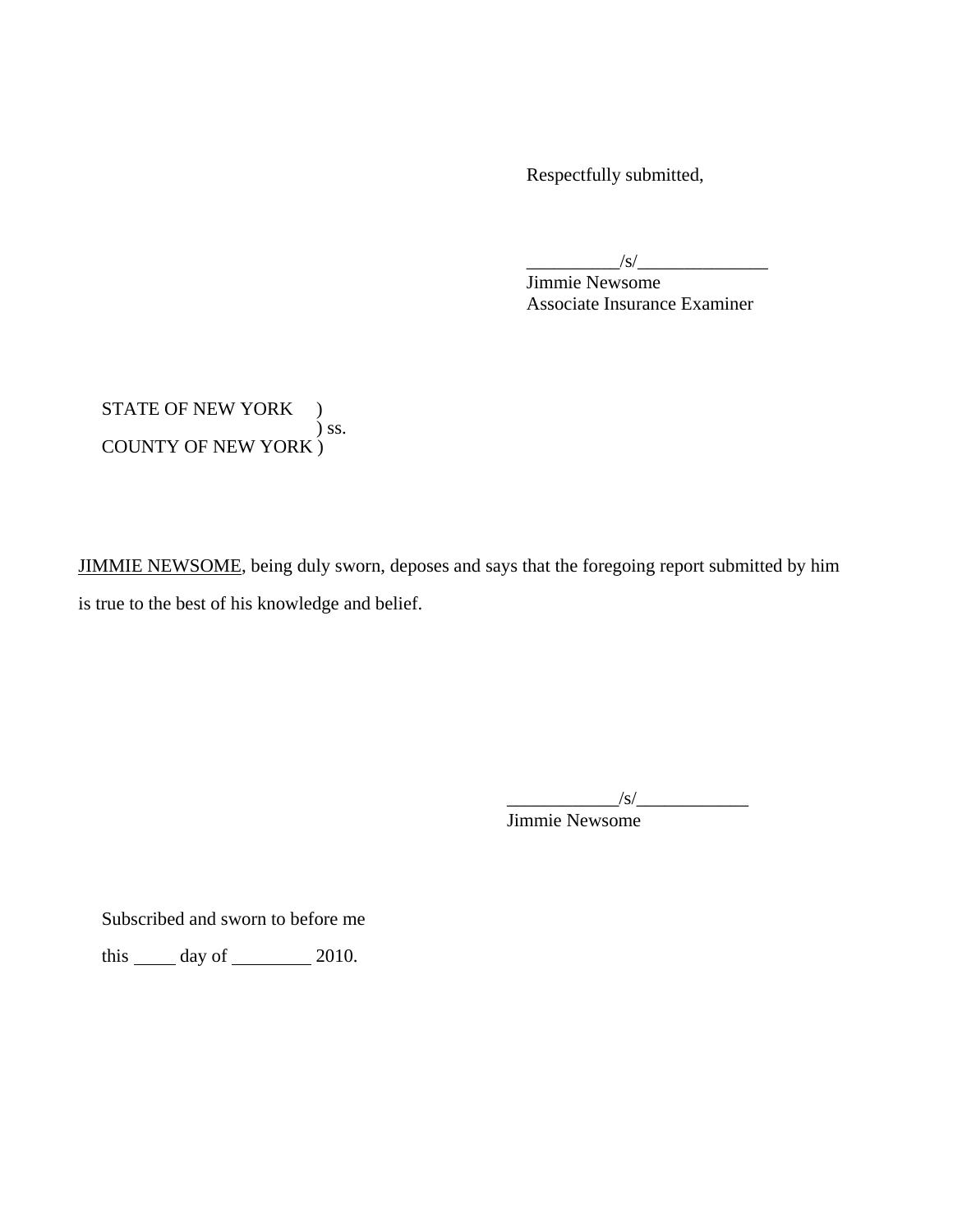Respectfully submitted,

\_\_\_\_\_\_\_\_\_\_/s/\_\_\_\_\_\_\_\_\_\_\_\_\_\_
Jimmie Newsome
Associate Insurance Examiner

STATE OF NEW YORK )
) ss.
COUNTY OF NEW YORK )

JIMMIE NEWSOME, being duly sworn, deposes and says that the foregoing report submitted by him is true to the best of his knowledge and belief.

\_\_\_\_\_\_\_\_\_\_\_\_/s/\_\_\_\_\_\_\_\_\_\_\_\_
Jimmie Newsome

Subscribed and sworn to before me

this \_\_\_\_\_ day of \_\_\_\_\_\_\_\_\_ 2010.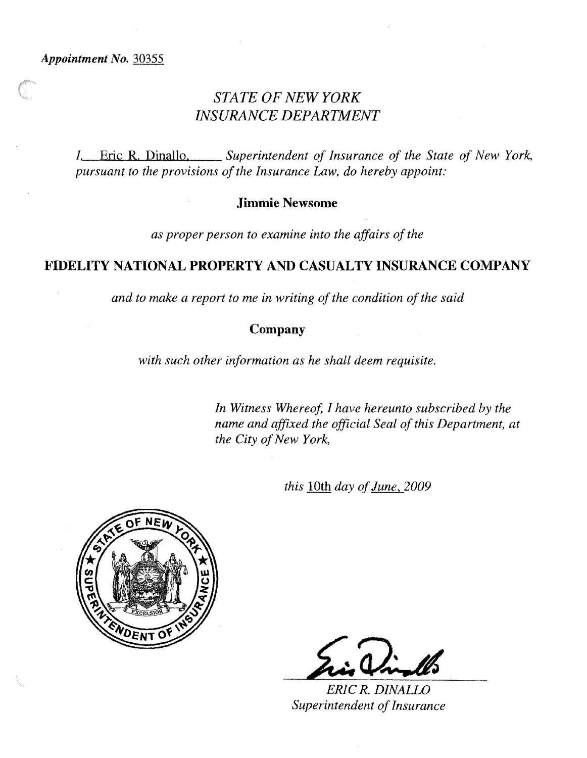*Appointment No.* 30355

# *STATE OF NEW YORK*
# *INSURANCE DEPARTMENT*

*I,* Eric R. Dinallo, *Superintendent of Insurance of the State of New York, pursuant to the provisions of the Insurance Law, do hereby appoint:*

**Jimmie Newsome**

*as proper person to examine into the affairs of the*

**FIDELITY NATIONAL PROPERTY AND CASUALTY INSURANCE COMPANY**

*and to make a report to me in writing of the condition of the said*

**Company**

*with such other information as he shall deem requisite.*

*In Witness Whereof, I have hereunto subscribed by the name and affixed the official Seal of this Department, at the City of New York,*

*this* 10th *day of* *June, 2009*

*ERIC R. DINALLO*
*Superintendent of Insurance*